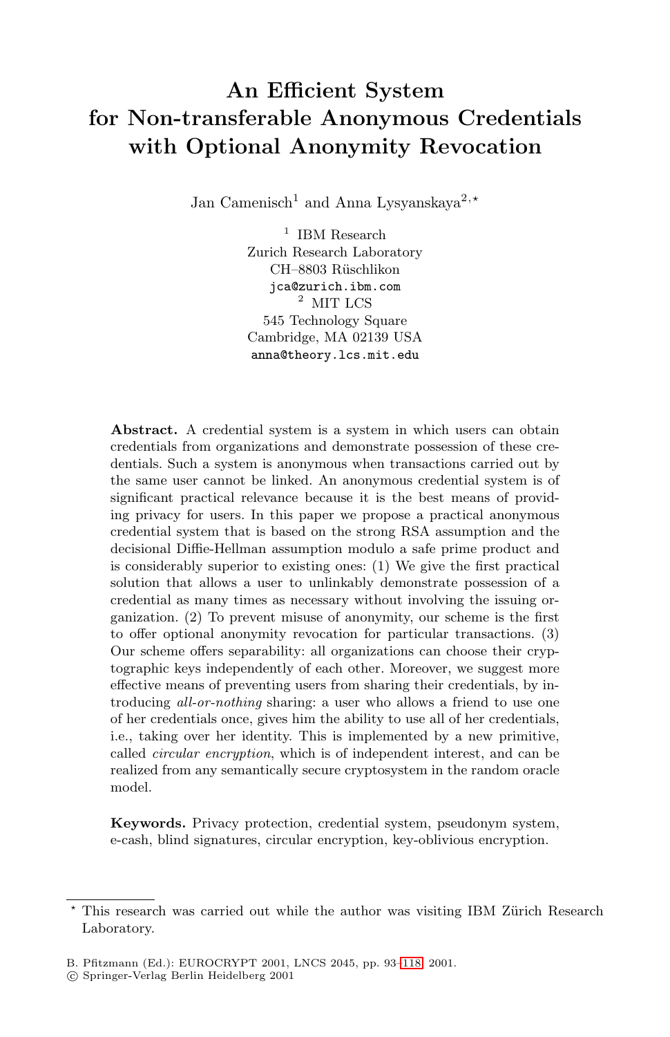# An Efficient System for Non-transferable Anonymous Credentials with Optional Anonymity Revocation

Jan Camenisch[1] and Anna Lysyanskaya[2,⋆]

[1] IBM Research
Zurich Research Laboratory
CH–8803 Rüschlikon
jca@zurich.ibm.com

[2] MIT LCS
545 Technology Square
Cambridge, MA 02139 USA
anna@theory.lcs.mit.edu

**Abstract.** A credential system is a system in which users can obtain credentials from organizations and demonstrate possession of these credentials. Such a system is anonymous when transactions carried out by the same user cannot be linked. An anonymous credential system is of significant practical relevance because it is the best means of providing privacy for users. In this paper we propose a practical anonymous credential system that is based on the strong RSA assumption and the decisional Diffie-Hellman assumption modulo a safe prime product and is considerably superior to existing ones: (1) We give the first practical solution that allows a user to unlinkably demonstrate possession of a credential as many times as necessary without involving the issuing organization. (2) To prevent misuse of anonymity, our scheme is the first to offer optional anonymity revocation for particular transactions. (3) Our scheme offers separability: all organizations can choose their cryptographic keys independently of each other. Moreover, we suggest more effective means of preventing users from sharing their credentials, by introducing *all-or-nothing* sharing: a user who allows a friend to use one of her credentials once, gives him the ability to use all of her credentials, i.e., taking over her identity. This is implemented by a new primitive, called *circular encryption*, which is of independent interest, and can be realized from any semantically secure cryptosystem in the random oracle model.

**Keywords.** Privacy protection, credential system, pseudonym system, e-cash, blind signatures, circular encryption, key-oblivious encryption.

---

⋆ This research was carried out while the author was visiting IBM Zürich Research Laboratory.

B. Pfitzmann (Ed.): EUROCRYPT 2001, LNCS 2045, pp. 93–118, 2001.
© Springer-Verlag Berlin Heidelberg 2001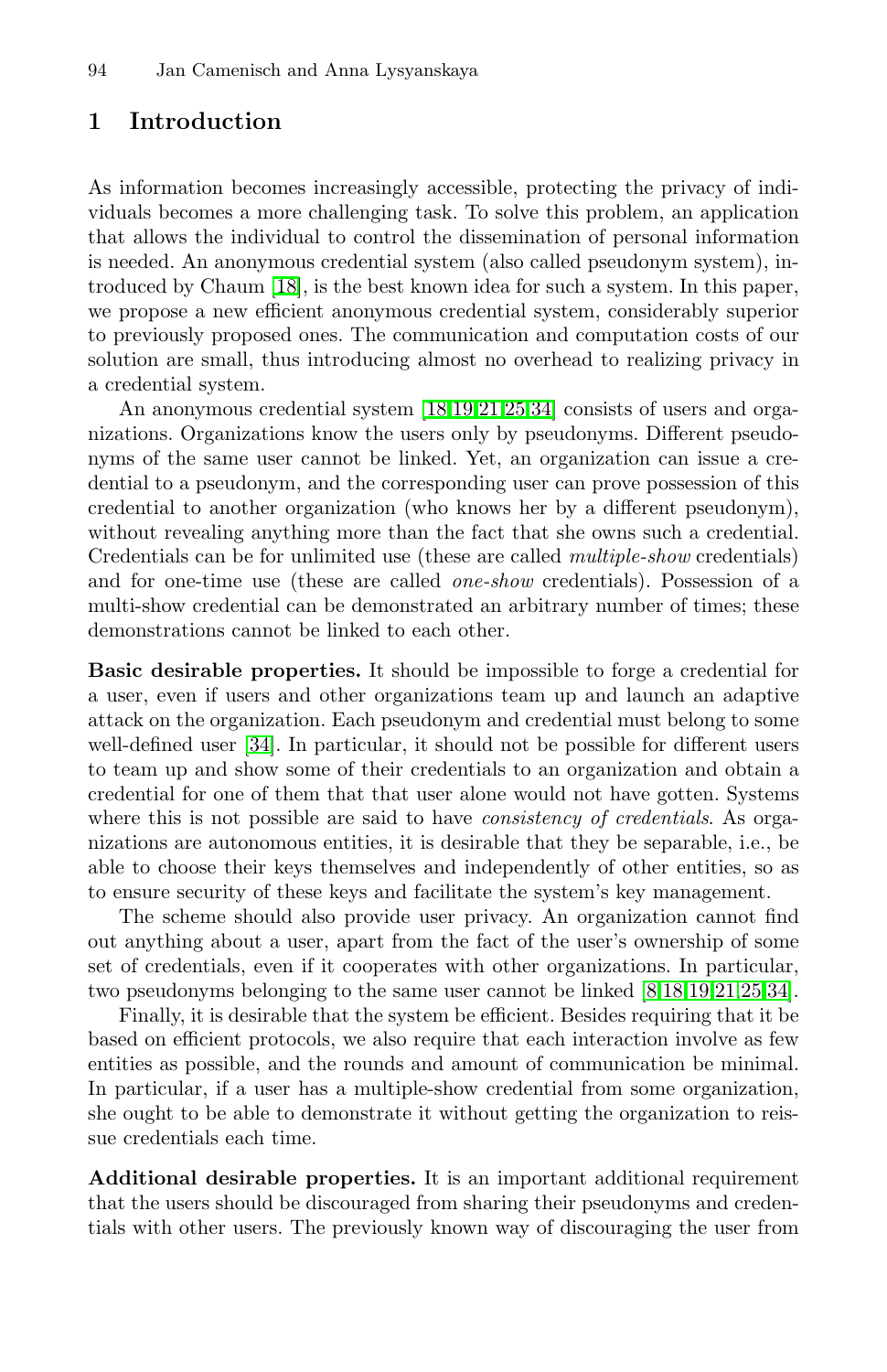## 1 Introduction

As information becomes increasingly accessible, protecting the privacy of individuals becomes a more challenging task. To solve this problem, an application that allows the individual to control the dissemination of personal information is needed. An anonymous credential system (also called pseudonym system), introduced by Chaum [18], is the best known idea for such a system. In this paper, we propose a new efficient anonymous credential system, considerably superior to previously proposed ones. The communication and computation costs of our solution are small, thus introducing almost no overhead to realizing privacy in a credential system.

An anonymous credential system [18,19,21,25,34] consists of users and organizations. Organizations know the users only by pseudonyms. Different pseudonyms of the same user cannot be linked. Yet, an organization can issue a credential to a pseudonym, and the corresponding user can prove possession of this credential to another organization (who knows her by a different pseudonym), without revealing anything more than the fact that she owns such a credential. Credentials can be for unlimited use (these are called *multiple-show* credentials) and for one-time use (these are called *one-show* credentials). Possession of a multi-show credential can be demonstrated an arbitrary number of times; these demonstrations cannot be linked to each other.

**Basic desirable properties.** It should be impossible to forge a credential for a user, even if users and other organizations team up and launch an adaptive attack on the organization. Each pseudonym and credential must belong to some well-defined user [34]. In particular, it should not be possible for different users to team up and show some of their credentials to an organization and obtain a credential for one of them that that user alone would not have gotten. Systems where this is not possible are said to have *consistency of credentials*. As organizations are autonomous entities, it is desirable that they be separable, i.e., be able to choose their keys themselves and independently of other entities, so as to ensure security of these keys and facilitate the system's key management.

The scheme should also provide user privacy. An organization cannot find out anything about a user, apart from the fact of the user's ownership of some set of credentials, even if it cooperates with other organizations. In particular, two pseudonyms belonging to the same user cannot be linked [8,18,19,21,25,34].

Finally, it is desirable that the system be efficient. Besides requiring that it be based on efficient protocols, we also require that each interaction involve as few entities as possible, and the rounds and amount of communication be minimal. In particular, if a user has a multiple-show credential from some organization, she ought to be able to demonstrate it without getting the organization to reissue credentials each time.

**Additional desirable properties.** It is an important additional requirement that the users should be discouraged from sharing their pseudonyms and credentials with other users. The previously known way of discouraging the user from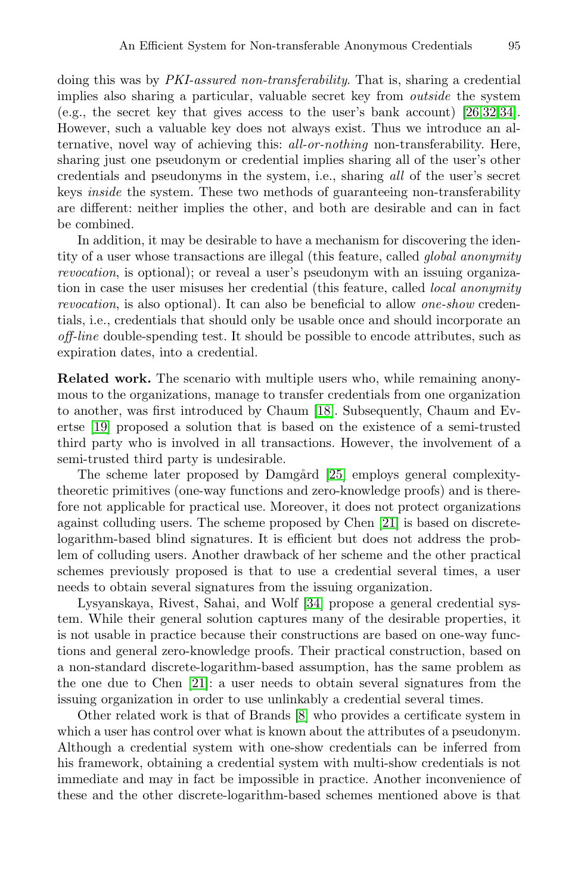doing this was by *PKI-assured non-transferability*. That is, sharing a credential implies also sharing a particular, valuable secret key from *outside* the system (e.g., the secret key that gives access to the user's bank account) [26,32,34]. However, such a valuable key does not always exist. Thus we introduce an alternative, novel way of achieving this: *all-or-nothing* non-transferability. Here, sharing just one pseudonym or credential implies sharing all of the user's other credentials and pseudonyms in the system, i.e., sharing *all* of the user's secret keys *inside* the system. These two methods of guaranteeing non-transferability are different: neither implies the other, and both are desirable and can in fact be combined.

In addition, it may be desirable to have a mechanism for discovering the identity of a user whose transactions are illegal (this feature, called *global anonymity revocation*, is optional); or reveal a user's pseudonym with an issuing organization in case the user misuses her credential (this feature, called *local anonymity revocation*, is also optional). It can also be beneficial to allow *one-show* credentials, i.e., credentials that should only be usable once and should incorporate an *off-line* double-spending test. It should be possible to encode attributes, such as expiration dates, into a credential.

**Related work.** The scenario with multiple users who, while remaining anonymous to the organizations, manage to transfer credentials from one organization to another, was first introduced by Chaum [18]. Subsequently, Chaum and Evertse [19] proposed a solution that is based on the existence of a semi-trusted third party who is involved in all transactions. However, the involvement of a semi-trusted third party is undesirable.

The scheme later proposed by Damgård [25] employs general complexity-theoretic primitives (one-way functions and zero-knowledge proofs) and is therefore not applicable for practical use. Moreover, it does not protect organizations against colluding users. The scheme proposed by Chen [21] is based on discrete-logarithm-based blind signatures. It is efficient but does not address the problem of colluding users. Another drawback of her scheme and the other practical schemes previously proposed is that to use a credential several times, a user needs to obtain several signatures from the issuing organization.

Lysyanskaya, Rivest, Sahai, and Wolf [34] propose a general credential system. While their general solution captures many of the desirable properties, it is not usable in practice because their constructions are based on one-way functions and general zero-knowledge proofs. Their practical construction, based on a non-standard discrete-logarithm-based assumption, has the same problem as the one due to Chen [21]: a user needs to obtain several signatures from the issuing organization in order to use unlinkably a credential several times.

Other related work is that of Brands [8] who provides a certificate system in which a user has control over what is known about the attributes of a pseudonym. Although a credential system with one-show credentials can be inferred from his framework, obtaining a credential system with multi-show credentials is not immediate and may in fact be impossible in practice. Another inconvenience of these and the other discrete-logarithm-based schemes mentioned above is that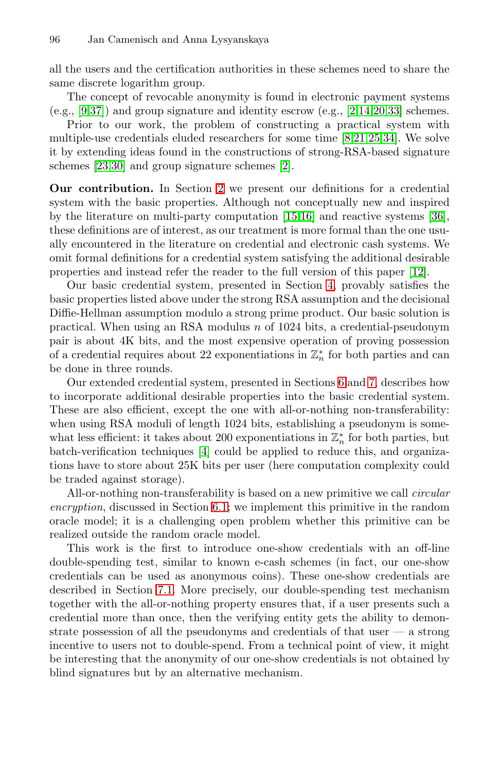all the users and the certification authorities in these schemes need to share the same discrete logarithm group.

The concept of revocable anonymity is found in electronic payment systems (e.g., [9,37]) and group signature and identity escrow (e.g., [2,14,20,33] schemes.

Prior to our work, the problem of constructing a practical system with multiple-use credentials eluded researchers for some time [8,21,25,34]. We solve it by extending ideas found in the constructions of strong-RSA-based signature schemes [23,30] and group signature schemes [2].

**Our contribution.** In Section 2 we present our definitions for a credential system with the basic properties. Although not conceptually new and inspired by the literature on multi-party computation [15,16] and reactive systems [36], these definitions are of interest, as our treatment is more formal than the one usually encountered in the literature on credential and electronic cash systems. We omit formal definitions for a credential system satisfying the additional desirable properties and instead refer the reader to the full version of this paper [12].

Our basic credential system, presented in Section 4, provably satisfies the basic properties listed above under the strong RSA assumption and the decisional Diffie-Hellman assumption modulo a strong prime product. Our basic solution is practical. When using an RSA modulus $n$ of 1024 bits, a credential-pseudonym pair is about 4K bits, and the most expensive operation of proving possession of a credential requires about 22 exponentiations in $\mathbb{Z}_n^*$ for both parties and can be done in three rounds.

Our extended credential system, presented in Sections 6 and 7, describes how to incorporate additional desirable properties into the basic credential system. These are also efficient, except the one with all-or-nothing non-transferability: when using RSA moduli of length 1024 bits, establishing a pseudonym is somewhat less efficient: it takes about 200 exponentiations in $\mathbb{Z}_n^*$ for both parties, but batch-verification techniques [4] could be applied to reduce this, and organizations have to store about 25K bits per user (here computation complexity could be traded against storage).

All-or-nothing non-transferability is based on a new primitive we call *circular encryption*, discussed in Section 6.1; we implement this primitive in the random oracle model; it is a challenging open problem whether this primitive can be realized outside the random oracle model.

This work is the first to introduce one-show credentials with an off-line double-spending test, similar to known e-cash schemes (in fact, our one-show credentials can be used as anonymous coins). These one-show credentials are described in Section 7.1. More precisely, our double-spending test mechanism together with the all-or-nothing property ensures that, if a user presents such a credential more than once, then the verifying entity gets the ability to demonstrate possession of all the pseudonyms and credentials of that user — a strong incentive to users not to double-spend. From a technical point of view, it might be interesting that the anonymity of our one-show credentials is not obtained by blind signatures but by an alternative mechanism.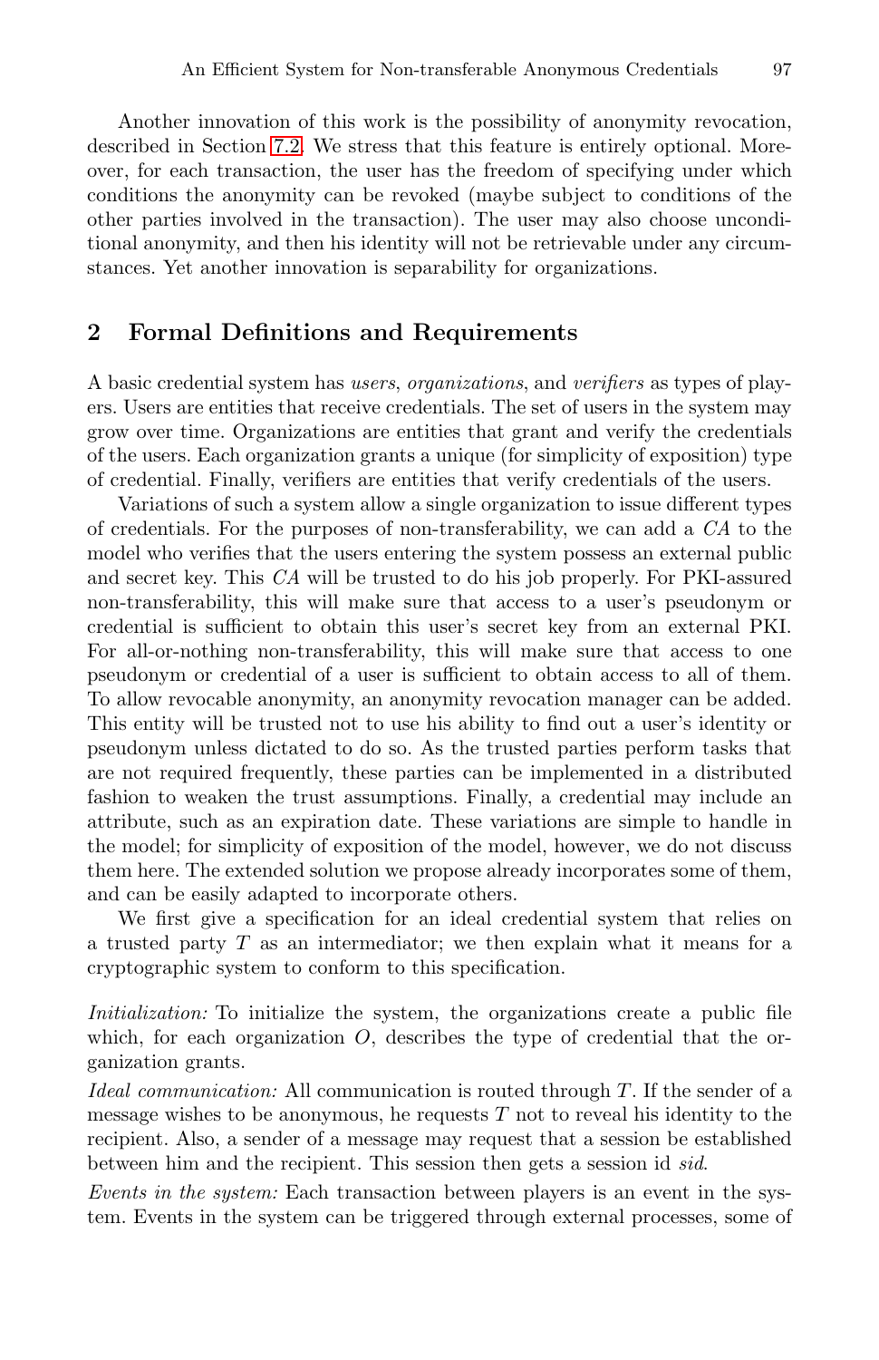Another innovation of this work is the possibility of anonymity revocation, described in Section 7.2. We stress that this feature is entirely optional. Moreover, for each transaction, the user has the freedom of specifying under which conditions the anonymity can be revoked (maybe subject to conditions of the other parties involved in the transaction). The user may also choose unconditional anonymity, and then his identity will not be retrievable under any circumstances. Yet another innovation is separability for organizations.

## 2 Formal Definitions and Requirements

A basic credential system has *users*, *organizations*, and *verifiers* as types of players. Users are entities that receive credentials. The set of users in the system may grow over time. Organizations are entities that grant and verify the credentials of the users. Each organization grants a unique (for simplicity of exposition) type of credential. Finally, verifiers are entities that verify credentials of the users.

Variations of such a system allow a single organization to issue different types of credentials. For the purposes of non-transferability, we can add a *CA* to the model who verifies that the users entering the system possess an external public and secret key. This *CA* will be trusted to do his job properly. For PKI-assured non-transferability, this will make sure that access to a user's pseudonym or credential is sufficient to obtain this user's secret key from an external PKI. For all-or-nothing non-transferability, this will make sure that access to one pseudonym or credential of a user is sufficient to obtain access to all of them. To allow revocable anonymity, an anonymity revocation manager can be added. This entity will be trusted not to use his ability to find out a user's identity or pseudonym unless dictated to do so. As the trusted parties perform tasks that are not required frequently, these parties can be implemented in a distributed fashion to weaken the trust assumptions. Finally, a credential may include an attribute, such as an expiration date. These variations are simple to handle in the model; for simplicity of exposition of the model, however, we do not discuss them here. The extended solution we propose already incorporates some of them, and can be easily adapted to incorporate others.

We first give a specification for an ideal credential system that relies on a trusted party $T$ as an intermediator; we then explain what it means for a cryptographic system to conform to this specification.

*Initialization:* To initialize the system, the organizations create a public file which, for each organization $O$, describes the type of credential that the organization grants.

*Ideal communication:* All communication is routed through $T$. If the sender of a message wishes to be anonymous, he requests $T$ not to reveal his identity to the recipient. Also, a sender of a message may request that a session be established between him and the recipient. This session then gets a session id *sid*.

*Events in the system:* Each transaction between players is an event in the system. Events in the system can be triggered through external processes, some of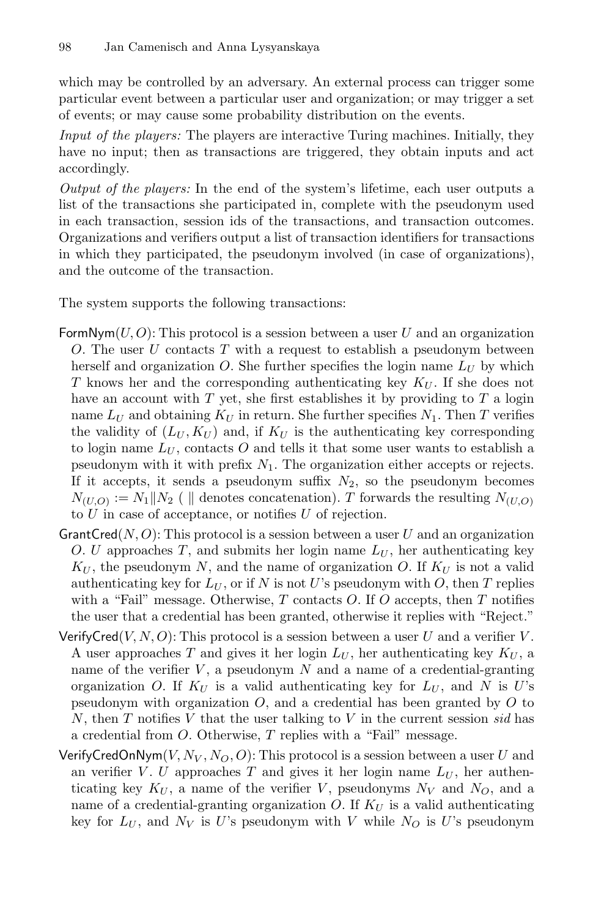which may be controlled by an adversary. An external process can trigger some particular event between a particular user and organization; or may trigger a set of events; or may cause some probability distribution on the events.

*Input of the players:* The players are interactive Turing machines. Initially, they have no input; then as transactions are triggered, they obtain inputs and act accordingly.

*Output of the players:* In the end of the system's lifetime, each user outputs a list of the transactions she participated in, complete with the pseudonym used in each transaction, session ids of the transactions, and transaction outcomes. Organizations and verifiers output a list of transaction identifiers for transactions in which they participated, the pseudonym involved (in case of organizations), and the outcome of the transaction.

The system supports the following transactions:

- $\mathsf{FormNym}(U, O)$: This protocol is a session between a user $U$ and an organization $O$. The user $U$ contacts $T$ with a request to establish a pseudonym between herself and organization $O$. She further specifies the login name $L_U$ by which $T$ knows her and the corresponding authenticating key $K_U$. If she does not have an account with $T$ yet, she first establishes it by providing to $T$ a login name $L_U$ and obtaining $K_U$ in return. She further specifies $N_1$. Then $T$ verifies the validity of $(L_U, K_U)$ and, if $K_U$ is the authenticating key corresponding to login name $L_U$, contacts $O$ and tells it that some user wants to establish a pseudonym with it with prefix $N_1$. The organization either accepts or rejects. If it accepts, it sends a pseudonym suffix $N_2$, so the pseudonym becomes $N_{(U,O)} := N_1 \| N_2$ ( $\|$ denotes concatenation). $T$ forwards the resulting $N_{(U,O)}$ to $U$ in case of acceptance, or notifies $U$ of rejection.
- $\mathsf{GrantCred}(N, O)$: This protocol is a session between a user $U$ and an organization $O$. $U$ approaches $T$, and submits her login name $L_U$, her authenticating key $K_U$, the pseudonym $N$, and the name of organization $O$. If $K_U$ is not a valid authenticating key for $L_U$, or if $N$ is not $U$'s pseudonym with $O$, then $T$ replies with a "Fail" message. Otherwise, $T$ contacts $O$. If $O$ accepts, then $T$ notifies the user that a credential has been granted, otherwise it replies with "Reject."
- $\mathsf{VerifyCred}(V, N, O)$: This protocol is a session between a user $U$ and a verifier $V$. A user approaches $T$ and gives it her login $L_U$, her authenticating key $K_U$, a name of the verifier $V$, a pseudonym $N$ and a name of a credential-granting organization $O$. If $K_U$ is a valid authenticating key for $L_U$, and $N$ is $U$'s pseudonym with organization $O$, and a credential has been granted by $O$ to $N$, then $T$ notifies $V$ that the user talking to $V$ in the current session *sid* has a credential from $O$. Otherwise, $T$ replies with a "Fail" message.
- $\mathsf{VerifyCredOnNym}(V, N_V, N_O, O)$: This protocol is a session between a user $U$ and an verifier $V$. $U$ approaches $T$ and gives it her login name $L_U$, her authenticating key $K_U$, a name of the verifier $V$, pseudonyms $N_V$ and $N_O$, and a name of a credential-granting organization $O$. If $K_U$ is a valid authenticating key for $L_U$, and $N_V$ is $U$'s pseudonym with $V$ while $N_O$ is $U$'s pseudonym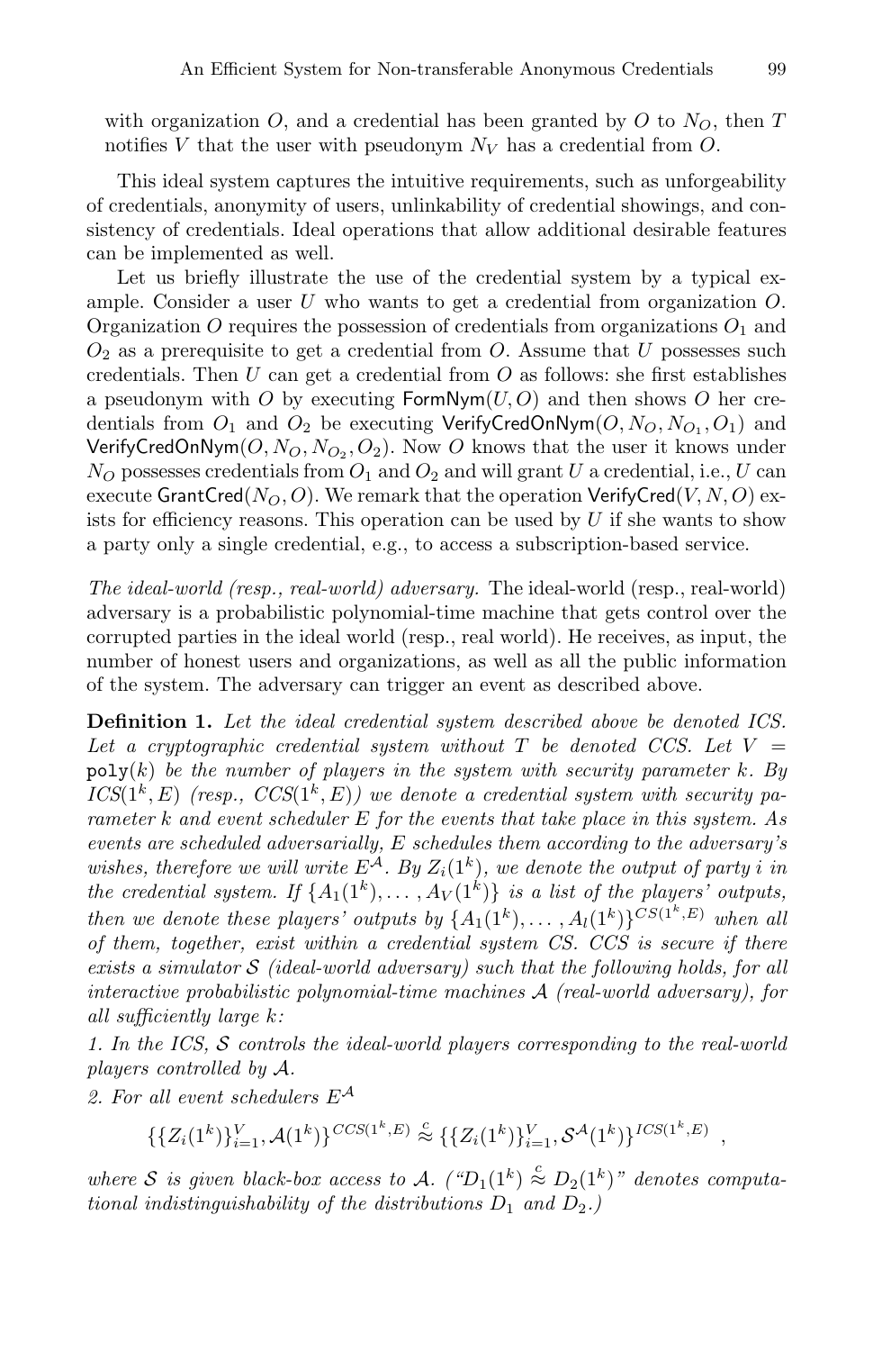with organization $O$, and a credential has been granted by $O$ to $N_O$, then $T$ notifies $V$ that the user with pseudonym $N_V$ has a credential from $O$.

This ideal system captures the intuitive requirements, such as unforgeability of credentials, anonymity of users, unlinkability of credential showings, and consistency of credentials. Ideal operations that allow additional desirable features can be implemented as well.

Let us briefly illustrate the use of the credential system by a typical example. Consider a user $U$ who wants to get a credential from organization $O$. Organization $O$ requires the possession of credentials from organizations $O_1$ and $O_2$ as a prerequisite to get a credential from $O$. Assume that $U$ possesses such credentials. Then $U$ can get a credential from $O$ as follows: she first establishes a pseudonym with $O$ by executing $\mathsf{FormNym}(U, O)$ and then shows $O$ her credentials from $O_1$ and $O_2$ be executing $\mathsf{VerifyCredOnNym}(O, N_O, N_{O_1}, O_1)$ and $\mathsf{VerifyCredOnNym}(O, N_O, N_{O_2}, O_2)$. Now $O$ knows that the user it knows under $N_O$ possesses credentials from $O_1$ and $O_2$ and will grant $U$ a credential, i.e., $U$ can execute $\mathsf{GrantCred}(N_O, O)$. We remark that the operation $\mathsf{VerifyCred}(V, N, O)$ exists for efficiency reasons. This operation can be used by $U$ if she wants to show a party only a single credential, e.g., to access a subscription-based service.

*The ideal-world (resp., real-world) adversary.* The ideal-world (resp., real-world) adversary is a probabilistic polynomial-time machine that gets control over the corrupted parties in the ideal world (resp., real world). He receives, as input, the number of honest users and organizations, as well as all the public information of the system. The adversary can trigger an event as described above.

**Definition 1.** *Let the ideal credential system described above be denoted ICS. Let a cryptographic credential system without $T$ be denoted CCS. Let $V = \mathtt{poly}(k)$ be the number of players in the system with security parameter $k$. By $ICS(1^k, E)$ (resp., $CCS(1^k, E)$) we denote a credential system with security parameter $k$ and event scheduler $E$ for the events that take place in this system. As events are scheduled adversarially, $E$ schedules them according to the adversary's wishes, therefore we will write $E^{\mathcal{A}}$. By $Z_i(1^k)$, we denote the output of party $i$ in the credential system. If $\{A_1(1^k), \ldots, A_V(1^k)\}$ is a list of the players' outputs, then we denote these players' outputs by $\{A_1(1^k), \ldots, A_l(1^k)\}^{CS(1^k,E)}$ when all of them, together, exist within a credential system CS. CCS is secure if there exists a simulator $\mathcal{S}$ (ideal-world adversary) such that the following holds, for all interactive probabilistic polynomial-time machines $\mathcal{A}$ (real-world adversary), for all sufficiently large $k$:*

*1. In the ICS, $\mathcal{S}$ controls the ideal-world players corresponding to the real-world players controlled by $\mathcal{A}$.*

*2. For all event schedulers $E^{\mathcal{A}}$*

$$\{\{Z_i(1^k)\}_{i=1}^{V}, \mathcal{A}(1^k)\}^{CCS(1^k,E)} \stackrel{c}{\approx} \{\{Z_i(1^k)\}_{i=1}^{V}, \mathcal{S}^{\mathcal{A}}(1^k)\}^{ICS(1^k,E)} ,$$

*where $\mathcal{S}$ is given black-box access to $\mathcal{A}$. ("$D_1(1^k) \stackrel{c}{\approx} D_2(1^k)$" denotes computational indistinguishability of the distributions $D_1$ and $D_2$.)*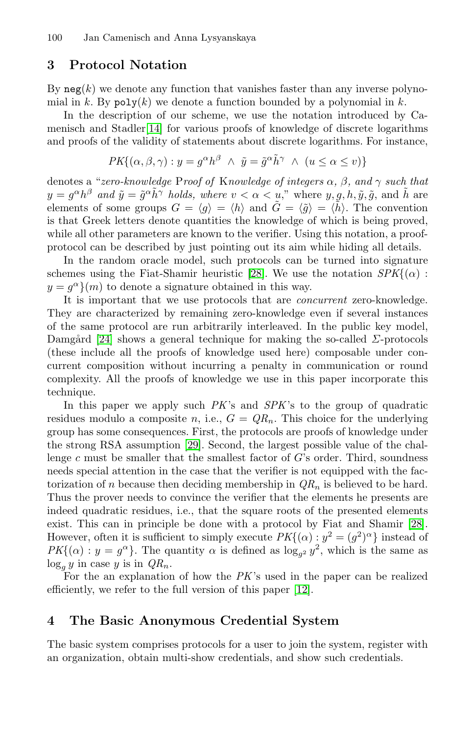## 3 Protocol Notation

By $\mathtt{neg}(k)$ we denote any function that vanishes faster than any inverse polynomial in $k$. By $\mathtt{poly}(k)$ we denote a function bounded by a polynomial in $k$.

In the description of our scheme, we use the notation introduced by Camenisch and Stadler[14] for various proofs of knowledge of discrete logarithms and proofs of the validity of statements about discrete logarithms. For instance,

$$PK\{(\alpha, \beta, \gamma) : y = g^{\alpha} h^{\beta} \ \wedge \ \tilde{y} = \tilde{g}^{\alpha} \tilde{h}^{\gamma} \ \wedge \ (u \leq \alpha \leq v)\}$$

denotes a "*zero-knowledge* P*roof of* K*nowledge of integers $\alpha$, $\beta$, and $\gamma$ such that $y = g^{\alpha} h^{\beta}$ and $\tilde{y} = \tilde{g}^{\alpha} \tilde{h}^{\gamma}$ holds, where $v < \alpha < u$*," where $y, g, h, \tilde{y}, \tilde{g}$, and $\tilde{h}$ are elements of some groups $G = \langle g \rangle = \langle h \rangle$ and $\tilde{G} = \langle \tilde{g} \rangle = \langle \tilde{h} \rangle$. The convention is that Greek letters denote quantities the knowledge of which is being proved, while all other parameters are known to the verifier. Using this notation, a proof-protocol can be described by just pointing out its aim while hiding all details.

In the random oracle model, such protocols can be turned into signature schemes using the Fiat-Shamir heuristic [28]. We use the notation $SPK\{(\alpha) : y = g^{\alpha}\}(m)$ to denote a signature obtained in this way.

It is important that we use protocols that are *concurrent* zero-knowledge. They are characterized by remaining zero-knowledge even if several instances of the same protocol are run arbitrarily interleaved. In the public key model, Damgård [24] shows a general technique for making the so-called $\Sigma$-protocols (these include all the proofs of knowledge used here) composable under concurrent composition without incurring a penalty in communication or round complexity. All the proofs of knowledge we use in this paper incorporate this technique.

In this paper we apply such *PK*'s and *SPK*'s to the group of quadratic residues modulo a composite $n$, i.e., $G = QR_n$. This choice for the underlying group has some consequences. First, the protocols are proofs of knowledge under the strong RSA assumption [29]. Second, the largest possible value of the challenge $c$ must be smaller that the smallest factor of $G$'s order. Third, soundness needs special attention in the case that the verifier is not equipped with the factorization of $n$ because then deciding membership in $QR_n$ is believed to be hard. Thus the prover needs to convince the verifier that the elements he presents are indeed quadratic residues, i.e., that the square roots of the presented elements exist. This can in principle be done with a protocol by Fiat and Shamir [28]. However, often it is sufficient to simply execute $PK\{(\alpha) : y^2 = (g^2)^{\alpha}\}$ instead of $PK\{(\alpha) : y = g^{\alpha}\}$. The quantity $\alpha$ is defined as $\log_{g^2} y^2$, which is the same as $\log_g y$ in case $y$ is in $QR_n$.

For the an explanation of how the *PK*'s used in the paper can be realized efficiently, we refer to the full version of this paper [12].

## 4 The Basic Anonymous Credential System

The basic system comprises protocols for a user to join the system, register with an organization, obtain multi-show credentials, and show such credentials.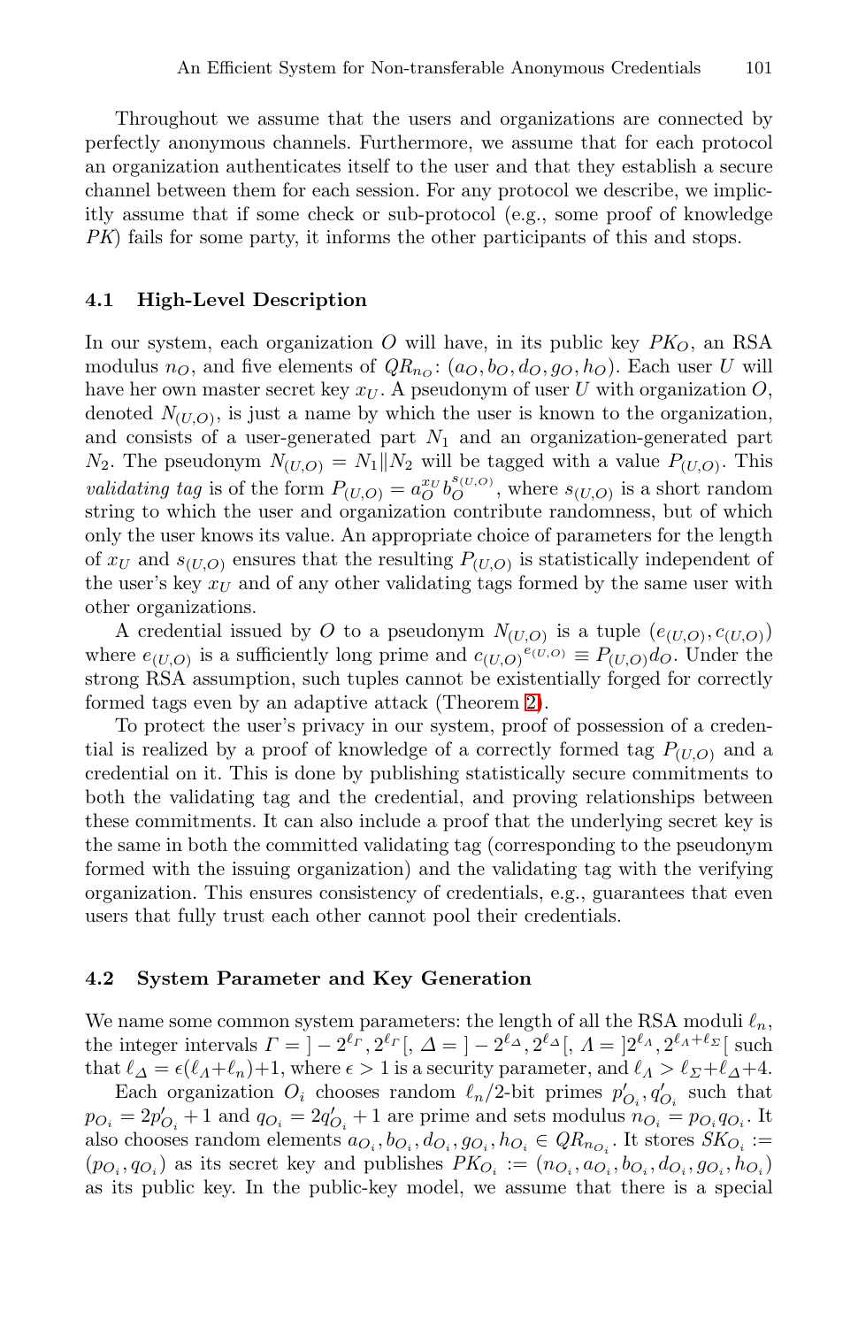Throughout we assume that the users and organizations are connected by perfectly anonymous channels. Furthermore, we assume that for each protocol an organization authenticates itself to the user and that they establish a secure channel between them for each session. For any protocol we describe, we implicitly assume that if some check or sub-protocol (e.g., some proof of knowledge *PK*) fails for some party, it informs the other participants of this and stops.

### 4.1 High-Level Description

In our system, each organization $O$ will have, in its public key $PK_O$, an RSA modulus $n_O$, and five elements of $QR_{n_O}$: $(a_O, b_O, d_O, g_O, h_O)$. Each user $U$ will have her own master secret key $x_U$. A pseudonym of user $U$ with organization $O$, denoted $N_{(U,O)}$, is just a name by which the user is known to the organization, and consists of a user-generated part $N_1$ and an organization-generated part $N_2$. The pseudonym $N_{(U,O)} = N_1 \| N_2$ will be tagged with a value $P_{(U,O)}$. This *validating tag* is of the form $P_{(U,O)} = a_O^{x_U} b_O^{s_{(U,O)}}$, where $s_{(U,O)}$ is a short random string to which the user and organization contribute randomness, but of which only the user knows its value. An appropriate choice of parameters for the length of $x_U$ and $s_{(U,O)}$ ensures that the resulting $P_{(U,O)}$ is statistically independent of the user's key $x_U$ and of any other validating tags formed by the same user with other organizations.

A credential issued by $O$ to a pseudonym $N_{(U,O)}$ is a tuple $(e_{(U,O)}, c_{(U,O)})$ where $e_{(U,O)}$ is a sufficiently long prime and $c_{(U,O)}{}^{e_{(U,O)}} \equiv P_{(U,O)} d_O$. Under the strong RSA assumption, such tuples cannot be existentially forged for correctly formed tags even by an adaptive attack (Theorem 2).

To protect the user's privacy in our system, proof of possession of a credential is realized by a proof of knowledge of a correctly formed tag $P_{(U,O)}$ and a credential on it. This is done by publishing statistically secure commitments to both the validating tag and the credential, and proving relationships between these commitments. It can also include a proof that the underlying secret key is the same in both the committed validating tag (corresponding to the pseudonym formed with the issuing organization) and the validating tag with the verifying organization. This ensures consistency of credentials, e.g., guarantees that even users that fully trust each other cannot pool their credentials.

### 4.2 System Parameter and Key Generation

We name some common system parameters: the length of all the RSA moduli $\ell_n$, the integer intervals $\Gamma = ]-2^{\ell_\Gamma}, 2^{\ell_\Gamma}[$, $\Delta = ]-2^{\ell_\Delta}, 2^{\ell_\Delta}[$, $\Lambda = ]2^{\ell_\Lambda}, 2^{\ell_\Lambda + \ell_\Sigma}[$ such that $\ell_\Delta = \epsilon(\ell_\Lambda + \ell_n) + 1$, where $\epsilon > 1$ is a security parameter, and $\ell_\Lambda > \ell_\Sigma + \ell_\Delta + 4$.

Each organization $O_i$ chooses random $\ell_n/2$-bit primes $p'_{O_i}, q'_{O_i}$ such that $p_{O_i} = 2p'_{O_i} + 1$ and $q_{O_i} = 2q'_{O_i} + 1$ are prime and sets modulus $n_{O_i} = p_{O_i} q_{O_i}$. It also chooses random elements $a_{O_i}, b_{O_i}, d_{O_i}, g_{O_i}, h_{O_i} \in QR_{n_{O_i}}$. It stores $SK_{O_i} := (p_{O_i}, q_{O_i})$ as its secret key and publishes $PK_{O_i} := (n_{O_i}, a_{O_i}, b_{O_i}, d_{O_i}, g_{O_i}, h_{O_i})$ as its public key. In the public-key model, we assume that there is a special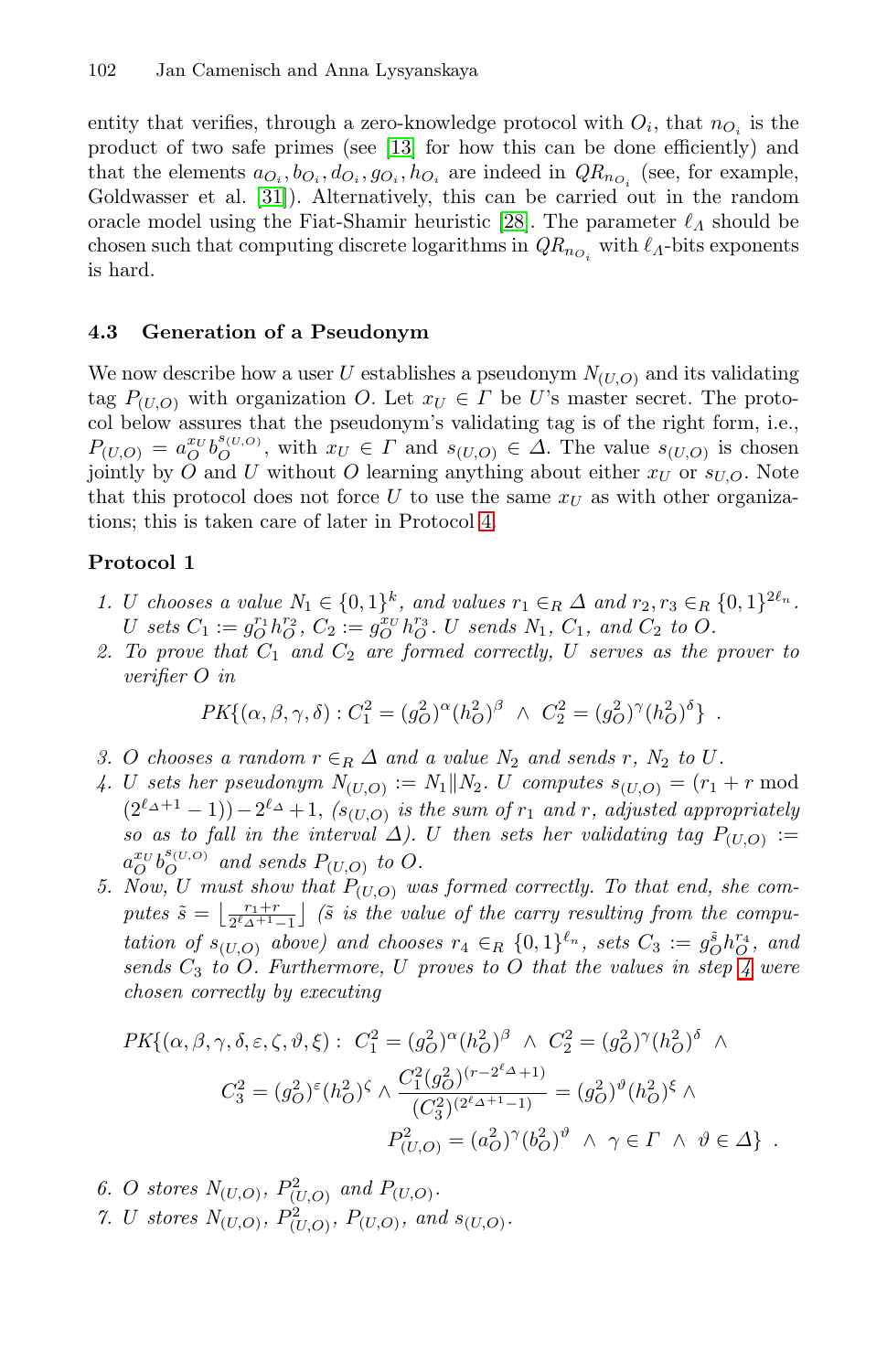entity that verifies, through a zero-knowledge protocol with $O_i$, that $n_{O_i}$ is the product of two safe primes (see [13] for how this can be done efficiently) and that the elements $a_{O_i}, b_{O_i}, d_{O_i}, g_{O_i}, h_{O_i}$ are indeed in $QR_{n_{O_i}}$ (see, for example, Goldwasser et al. [31]). Alternatively, this can be carried out in the random oracle model using the Fiat-Shamir heuristic [28]. The parameter $\ell_\Lambda$ should be chosen such that computing discrete logarithms in $QR_{n_{O_i}}$ with $\ell_\Lambda$-bits exponents is hard.

### 4.3 Generation of a Pseudonym

We now describe how a user $U$ establishes a pseudonym $N_{(U,O)}$ and its validating tag $P_{(U,O)}$ with organization $O$. Let $x_U \in \Gamma$ be $U$'s master secret. The protocol below assures that the pseudonym's validating tag is of the right form, i.e., $P_{(U,O)} = a_O^{x_U} b_O^{s_{(U,O)}}$, with $x_U \in \Gamma$ and $s_{(U,O)} \in \Delta$. The value $s_{(U,O)}$ is chosen jointly by $O$ and $U$ without $O$ learning anything about either $x_U$ or $s_{U,O}$. Note that this protocol does not force $U$ to use the same $x_U$ as with other organizations; this is taken care of later in Protocol 4.

**Protocol 1**

1. *$U$ chooses a value $N_1 \in \{0,1\}^k$, and values $r_1 \in_R \Delta$ and $r_2, r_3 \in_R \{0,1\}^{2\ell_n}$. $U$ sets $C_1 := g_O^{r_1} h_O^{r_2}$, $C_2 := g_O^{x_U} h_O^{r_3}$. $U$ sends $N_1$, $C_1$, and $C_2$ to $O$.*
2. *To prove that $C_1$ and $C_2$ are formed correctly, $U$ serves as the prover to verifier $O$ in*
$$PK\{(\alpha,\beta,\gamma,\delta) : C_1^2 = (g_O^2)^\alpha (h_O^2)^\beta \ \wedge\ C_2^2 = (g_O^2)^\gamma (h_O^2)^\delta\} \ .$$
3. *$O$ chooses a random $r \in_R \Delta$ and a value $N_2$ and sends $r$, $N_2$ to $U$.*
4. *$U$ sets her pseudonym $N_{(U,O)} := N_1 \| N_2$. $U$ computes $s_{(U,O)} = (r_1 + r \bmod (2^{\ell_\Delta+1} - 1)) - 2^{\ell_\Delta} + 1$, ($s_{(U,O)}$ is the sum of $r_1$ and $r$, adjusted appropriately so as to fall in the interval $\Delta$). $U$ then sets her validating tag $P_{(U,O)} := a_O^{x_U} b_O^{s_{(U,O)}}$ and sends $P_{(U,O)}$ to $O$.*
5. *Now, $U$ must show that $P_{(U,O)}$ was formed correctly. To that end, she computes $\tilde{s} = \left\lfloor \frac{r_1 + r}{2^{\ell_\Delta+1}-1} \right\rfloor$ ($\tilde{s}$ is the value of the carry resulting from the computation of $s_{(U,O)}$ above) and chooses $r_4 \in_R \{0,1\}^{\ell_n}$, sets $C_3 := g_O^{\tilde{s}} h_O^{r_4}$, and sends $C_3$ to $O$. Furthermore, $U$ proves to $O$ that the values in step 4 were chosen correctly by executing*
$$PK\{(\alpha,\beta,\gamma,\delta,\varepsilon,\zeta,\vartheta,\xi) :\ C_1^2 = (g_O^2)^\alpha (h_O^2)^\beta \ \wedge\ C_2^2 = (g_O^2)^\gamma (h_O^2)^\delta \ \wedge$$
$$C_3^2 = (g_O^2)^\varepsilon (h_O^2)^\zeta \wedge \frac{C_1^2 (g_O^2)^{(r - 2^{\ell_\Delta}+1)}}{(C_3^2)^{(2^{\ell_\Delta+1}-1)}} = (g_O^2)^\vartheta (h_O^2)^\xi \wedge$$
$$P_{(U,O)}^2 = (a_O^2)^\gamma (b_O^2)^\vartheta \ \wedge\ \gamma \in \Gamma \ \wedge\ \vartheta \in \Delta\} \ .$$
6. *$O$ stores $N_{(U,O)}$, $P_{(U,O)}^2$ and $P_{(U,O)}$.*
7. *$U$ stores $N_{(U,O)}$, $P_{(U,O)}^2$, $P_{(U,O)}$, and $s_{(U,O)}$.*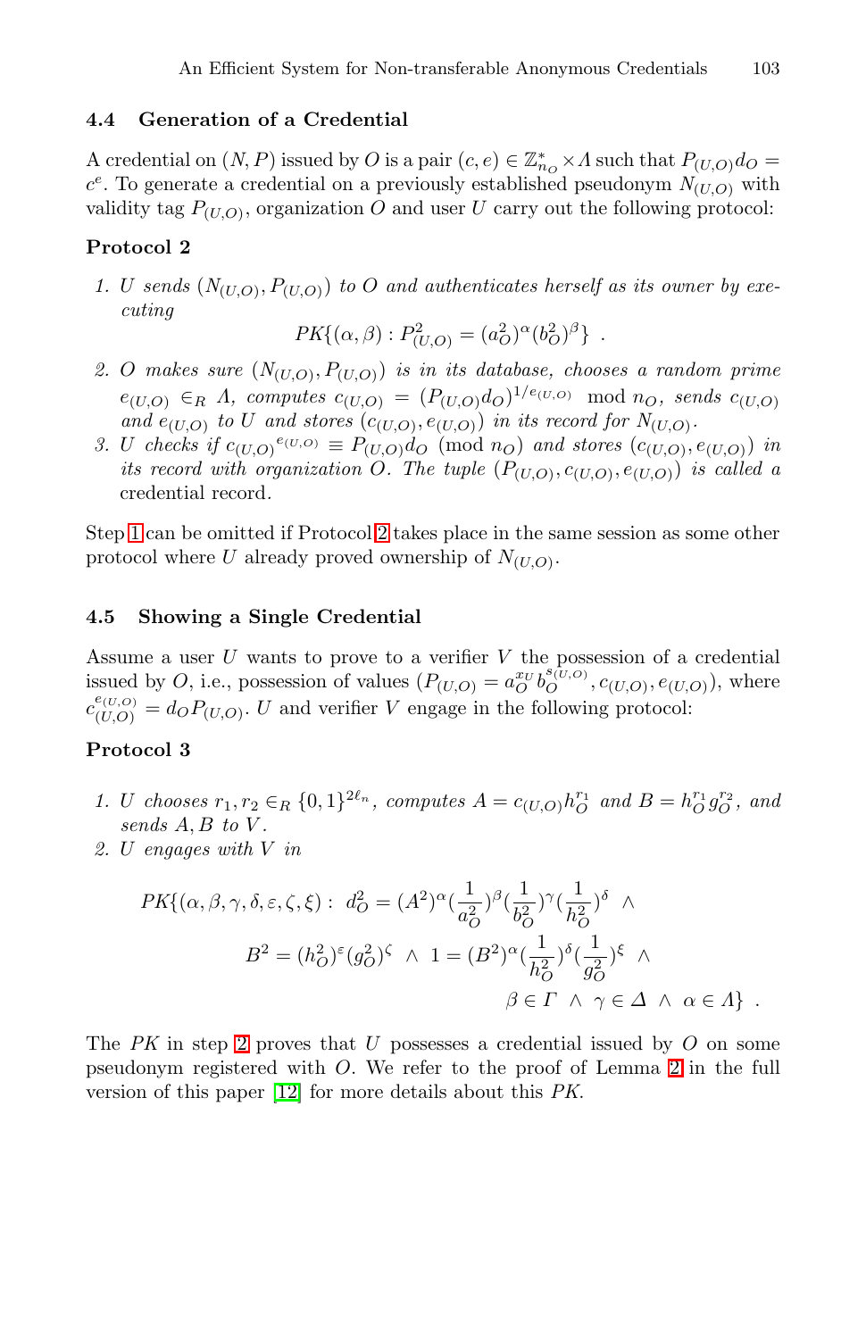### 4.4 Generation of a Credential

A credential on $(N, P)$ issued by $O$ is a pair $(c, e) \in \mathbb{Z}^*_{n_O} \times \Lambda$ such that $P_{(U,O)} d_O = c^e$. To generate a credential on a previously established pseudonym $N_{(U,O)}$ with validity tag $P_{(U,O)}$, organization $O$ and user $U$ carry out the following protocol:

**Protocol 2**

1. *$U$ sends $(N_{(U,O)}, P_{(U,O)})$ to $O$ and authenticates herself as its owner by executing*
$$PK\{(\alpha, \beta) : P^2_{(U,O)} = (a^2_O)^\alpha (b^2_O)^\beta\} \ .$$
2. *$O$ makes sure $(N_{(U,O)}, P_{(U,O)})$ is in its database, chooses a random prime $e_{(U,O)} \in_R \Lambda$, computes $c_{(U,O)} = (P_{(U,O)} d_O)^{1/e_{(U,O)}} \mod n_O$, sends $c_{(U,O)}$ and $e_{(U,O)}$ to $U$ and stores $(c_{(U,O)}, e_{(U,O)})$ in its record for $N_{(U,O)}$.*
3. *$U$ checks if $c_{(U,O)}{}^{e_{(U,O)}} \equiv P_{(U,O)} d_O \pmod{n_O}$ and stores $(c_{(U,O)}, e_{(U,O)})$ in its record with organization $O$. The tuple $(P_{(U,O)}, c_{(U,O)}, e_{(U,O)})$ is called a* credential record.

Step 1 can be omitted if Protocol 2 takes place in the same session as some other protocol where $U$ already proved ownership of $N_{(U,O)}$.

### 4.5 Showing a Single Credential

Assume a user $U$ wants to prove to a verifier $V$ the possession of a credential issued by $O$, i.e., possession of values $(P_{(U,O)} = a_O^{x_U} b_O^{s_{(U,O)}}, c_{(U,O)}, e_{(U,O)})$, where $c^{e_{(U,O)}}_{(U,O)} = d_O P_{(U,O)}$. $U$ and verifier $V$ engage in the following protocol:

**Protocol 3**

1. *$U$ chooses $r_1, r_2 \in_R \{0,1\}^{2\ell_n}$, computes $A = c_{(U,O)} h_O^{r_1}$ and $B = h_O^{r_1} g_O^{r_2}$, and sends $A, B$ to $V$.*
2. *$U$ engages with $V$ in*

$$PK\{(\alpha, \beta, \gamma, \delta, \varepsilon, \zeta, \xi) : \ d^2_O = (A^2)^\alpha (\frac{1}{a^2_O})^\beta (\frac{1}{b^2_O})^\gamma (\frac{1}{h^2_O})^\delta \ \wedge$$
$$B^2 = (h^2_O)^\varepsilon (g^2_O)^\zeta \ \wedge \ 1 = (B^2)^\alpha (\frac{1}{h^2_O})^\delta (\frac{1}{g^2_O})^\xi \ \wedge$$
$$\beta \in \Gamma \ \wedge \ \gamma \in \Delta \ \wedge \ \alpha \in \Lambda\} \ .$$

The $PK$ in step 2 proves that $U$ possesses a credential issued by $O$ on some pseudonym registered with $O$. We refer to the proof of Lemma 2 in the full version of this paper [12] for more details about this $PK$.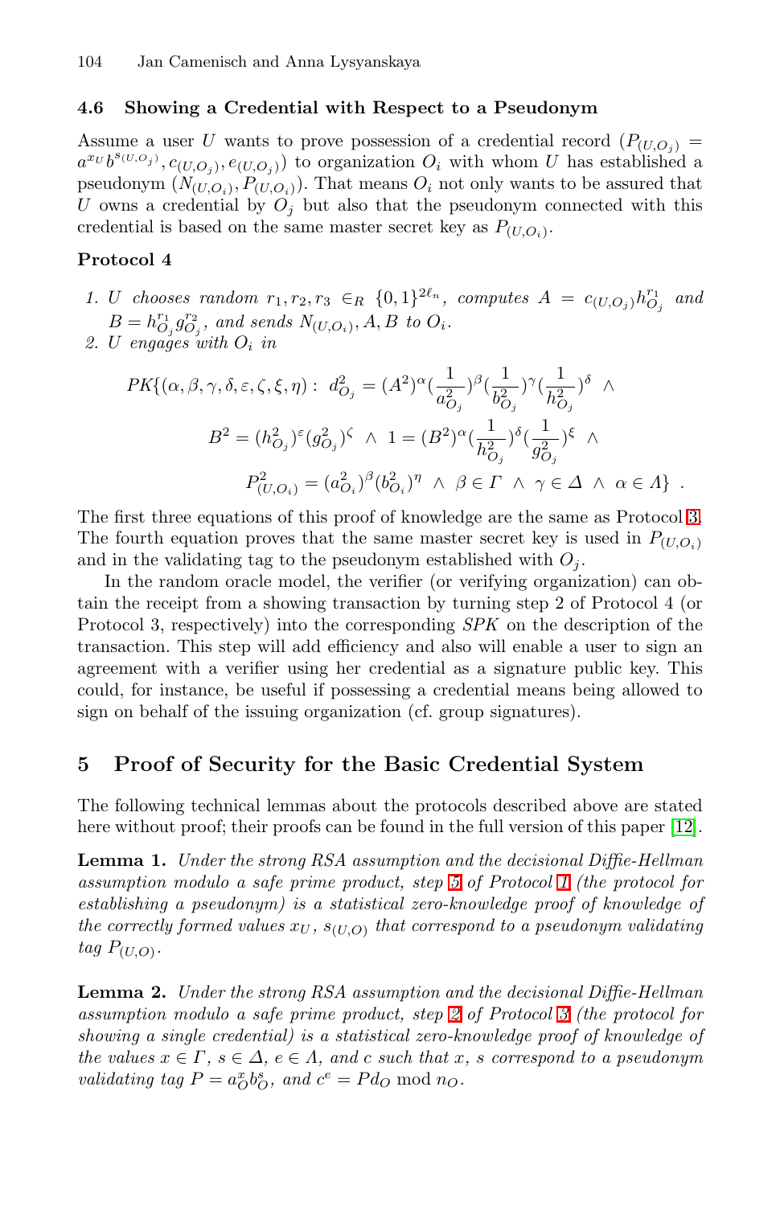### 4.6 Showing a Credential with Respect to a Pseudonym

Assume a user $U$ wants to prove possession of a credential record $(P_{(U,O_j)} = a^{x_U} b^{s_{(U,O_j)}}, c_{(U,O_j)}, e_{(U,O_j)})$ to organization $O_i$ with whom $U$ has established a pseudonym $(N_{(U,O_i)}, P_{(U,O_i)})$. That means $O_i$ not only wants to be assured that $U$ owns a credential by $O_j$ but also that the pseudonym connected with this credential is based on the same master secret key as $P_{(U,O_i)}$.

**Protocol 4**

1. *$U$ chooses random $r_1, r_2, r_3 \in_R \{0,1\}^{2\ell_n}$, computes $A = c_{(U,O_j)} h_{O_j}^{r_1}$ and $B = h_{O_j}^{r_1} g_{O_j}^{r_2}$, and sends $N_{(U,O_i)}, A, B$ to $O_i$.*
2. *$U$ engages with $O_i$ in*

$$PK\{(\alpha,\beta,\gamma,\delta,\varepsilon,\zeta,\xi,\eta) : \; d_{O_j}^2 = (A^2)^\alpha (\frac{1}{a_{O_j}^2})^\beta (\frac{1}{b_{O_j}^2})^\gamma (\frac{1}{h_{O_j}^2})^\delta \;\wedge$$
$$B^2 = (h_{O_j}^2)^\varepsilon (g_{O_j}^2)^\zeta \;\wedge\; 1 = (B^2)^\alpha (\frac{1}{h_{O_j}^2})^\delta (\frac{1}{g_{O_j}^2})^\xi \;\wedge$$
$$P_{(U,O_i)}^2 = (a_{O_i}^2)^\beta (b_{O_i}^2)^\eta \;\wedge\; \beta \in \Gamma \;\wedge\; \gamma \in \Delta \;\wedge\; \alpha \in \Lambda\} \;.$$

The first three equations of this proof of knowledge are the same as Protocol 3. The fourth equation proves that the same master secret key is used in $P_{(U,O_i)}$ and in the validating tag to the pseudonym established with $O_j$.

In the random oracle model, the verifier (or verifying organization) can obtain the receipt from a showing transaction by turning step 2 of Protocol 4 (or Protocol 3, respectively) into the corresponding *SPK* on the description of the transaction. This step will add efficiency and also will enable a user to sign an agreement with a verifier using her credential as a signature public key. This could, for instance, be useful if possessing a credential means being allowed to sign on behalf of the issuing organization (cf. group signatures).

## 5 Proof of Security for the Basic Credential System

The following technical lemmas about the protocols described above are stated here without proof; their proofs can be found in the full version of this paper [12].

**Lemma 1.** *Under the strong RSA assumption and the decisional Diffie-Hellman assumption modulo a safe prime product, step 5 of Protocol 1 (the protocol for establishing a pseudonym) is a statistical zero-knowledge proof of knowledge of the correctly formed values $x_U$, $s_{(U,O)}$ that correspond to a pseudonym validating tag $P_{(U,O)}$.*

**Lemma 2.** *Under the strong RSA assumption and the decisional Diffie-Hellman assumption modulo a safe prime product, step 2 of Protocol 3 (the protocol for showing a single credential) is a statistical zero-knowledge proof of knowledge of the values $x \in \Gamma$, $s \in \Delta$, $e \in \Lambda$, and $c$ such that $x$, $s$ correspond to a pseudonym validating tag $P = a_O^x b_O^s$, and $c^e = P d_O \bmod n_O$.*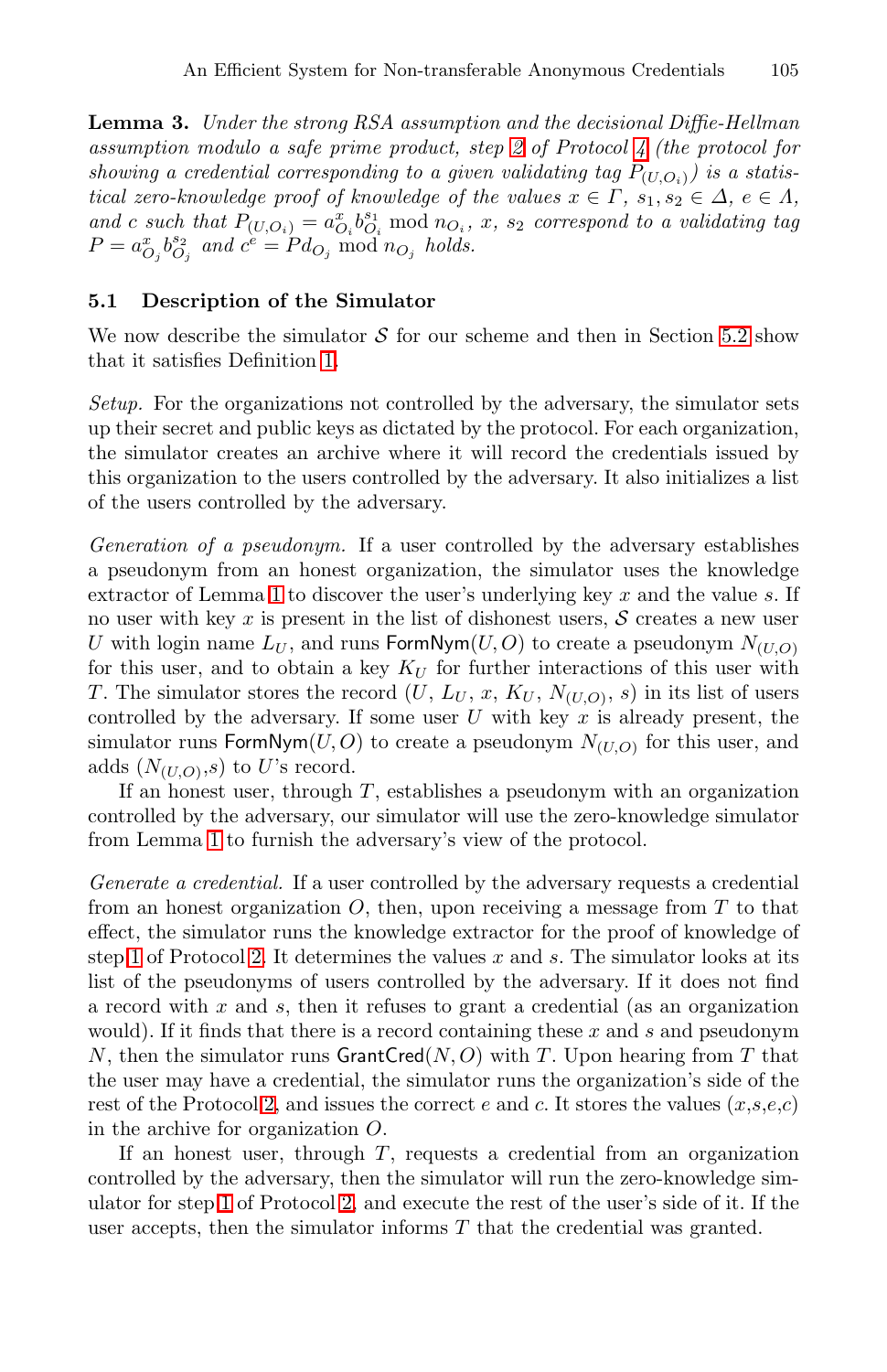**Lemma 3.** *Under the strong RSA assumption and the decisional Diffie-Hellman assumption modulo a safe prime product, step 2 of Protocol 4 (the protocol for showing a credential corresponding to a given validating tag $P_{(U,O_i)}$) is a statistical zero-knowledge proof of knowledge of the values $x \in \Gamma$, $s_1, s_2 \in \Delta$, $e \in \Lambda$, and $c$ such that $P_{(U,O_i)} = a_{O_i}^x b_{O_i}^{s_1} \bmod n_{O_i}$, $x$, $s_2$ correspond to a validating tag $P = a_{O_j}^x b_{O_j}^{s_2}$ and $c^e = P d_{O_j} \bmod n_{O_j}$ holds.*

### 5.1 Description of the Simulator

We now describe the simulator $\mathcal{S}$ for our scheme and then in Section 5.2 show that it satisfies Definition 1.

*Setup.* For the organizations not controlled by the adversary, the simulator sets up their secret and public keys as dictated by the protocol. For each organization, the simulator creates an archive where it will record the credentials issued by this organization to the users controlled by the adversary. It also initializes a list of the users controlled by the adversary.

*Generation of a pseudonym.* If a user controlled by the adversary establishes a pseudonym from an honest organization, the simulator uses the knowledge extractor of Lemma 1 to discover the user's underlying key $x$ and the value $s$. If no user with key $x$ is present in the list of dishonest users, $\mathcal{S}$ creates a new user $U$ with login name $L_U$, and runs $\mathsf{FormNym}(U, O)$ to create a pseudonym $N_{(U,O)}$ for this user, and to obtain a key $K_U$ for further interactions of this user with $T$. The simulator stores the record $(U, L_U, x, K_U, N_{(U,O)}, s)$ in its list of users controlled by the adversary. If some user $U$ with key $x$ is already present, the simulator runs $\mathsf{FormNym}(U, O)$ to create a pseudonym $N_{(U,O)}$ for this user, and adds $(N_{(U,O)}, s)$ to $U$'s record.

If an honest user, through $T$, establishes a pseudonym with an organization controlled by the adversary, our simulator will use the zero-knowledge simulator from Lemma 1 to furnish the adversary's view of the protocol.

*Generate a credential.* If a user controlled by the adversary requests a credential from an honest organization $O$, then, upon receiving a message from $T$ to that effect, the simulator runs the knowledge extractor for the proof of knowledge of step 1 of Protocol 2. It determines the values $x$ and $s$. The simulator looks at its list of the pseudonyms of users controlled by the adversary. If it does not find a record with $x$ and $s$, then it refuses to grant a credential (as an organization would). If it finds that there is a record containing these $x$ and $s$ and pseudonym $N$, then the simulator runs $\mathsf{GrantCred}(N, O)$ with $T$. Upon hearing from $T$ that the user may have a credential, the simulator runs the organization's side of the rest of the Protocol 2, and issues the correct $e$ and $c$. It stores the values $(x,s,e,c)$ in the archive for organization $O$.

If an honest user, through $T$, requests a credential from an organization controlled by the adversary, then the simulator will run the zero-knowledge simulator for step 1 of Protocol 2, and execute the rest of the user's side of it. If the user accepts, then the simulator informs $T$ that the credential was granted.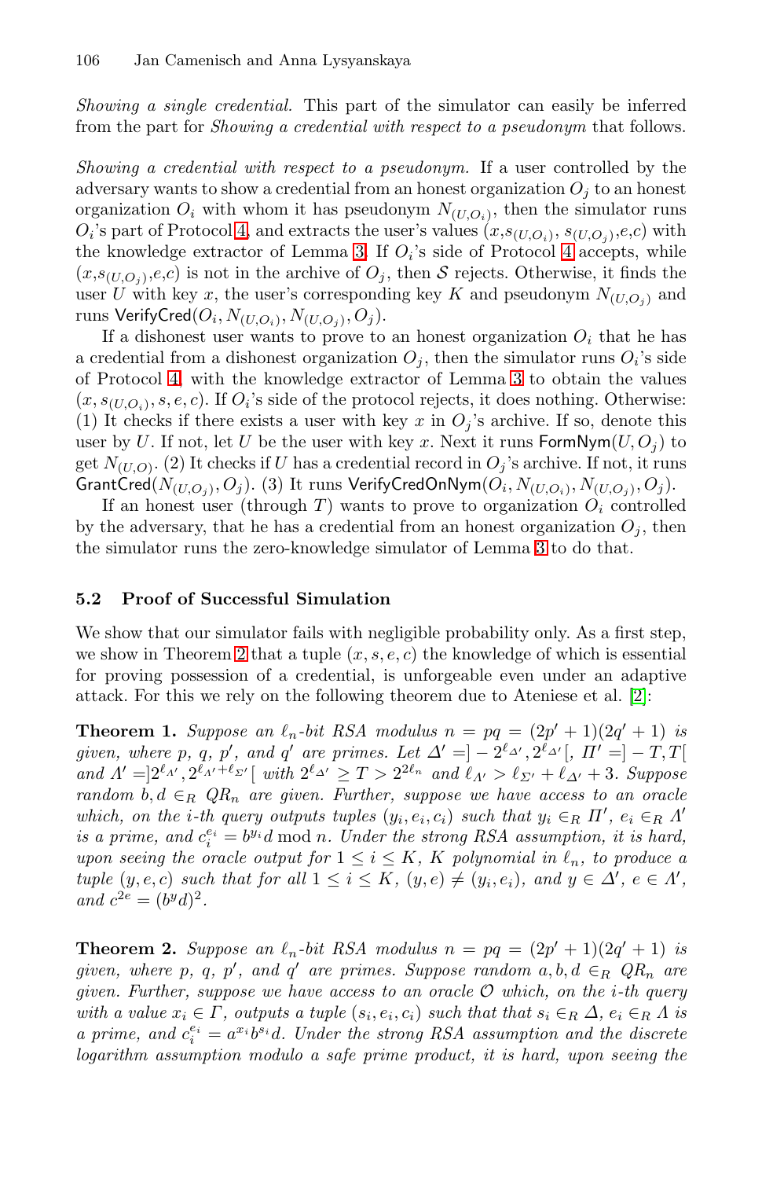*Showing a single credential.* This part of the simulator can easily be inferred from the part for *Showing a credential with respect to a pseudonym* that follows.

*Showing a credential with respect to a pseudonym.* If a user controlled by the adversary wants to show a credential from an honest organization $O_j$ to an honest organization $O_i$ with whom it has pseudonym $N_{(U,O_i)}$, then the simulator runs $O_i$'s part of Protocol 4, and extracts the user's values $(x, s_{(U,O_i)}, s_{(U,O_j)}, e, c)$ with the knowledge extractor of Lemma 3. If $O_i$'s side of Protocol 4 accepts, while $(x, s_{(U,O_j)}, e, c)$ is not in the archive of $O_j$, then $\mathcal{S}$ rejects. Otherwise, it finds the user $U$ with key $x$, the user's corresponding key $K$ and pseudonym $N_{(U,O_j)}$ and runs $\mathsf{VerifyCred}(O_i, N_{(U,O_i)}, N_{(U,O_j)}, O_j)$.

If a dishonest user wants to prove to an honest organization $O_i$ that he has a credential from a dishonest organization $O_j$, then the simulator runs $O_i$'s side of Protocol 4, with the knowledge extractor of Lemma 3 to obtain the values $(x, s_{(U,O_i)}, s, e, c)$. If $O_i$'s side of the protocol rejects, it does nothing. Otherwise: (1) It checks if there exists a user with key $x$ in $O_j$'s archive. If so, denote this user by $U$. If not, let $U$ be the user with key $x$. Next it runs $\mathsf{FormNym}(U, O_j)$ to get $N_{(U,O)}$. (2) It checks if $U$ has a credential record in $O_j$'s archive. If not, it runs $\mathsf{GrantCred}(N_{(U,O_j)}, O_j)$. (3) It runs $\mathsf{VerifyCredOnNym}(O_i, N_{(U,O_i)}, N_{(U,O_j)}, O_j)$.

If an honest user (through $T$) wants to prove to organization $O_i$ controlled by the adversary, that he has a credential from an honest organization $O_j$, then the simulator runs the zero-knowledge simulator of Lemma 3 to do that.

## 5.2 Proof of Successful Simulation

We show that our simulator fails with negligible probability only. As a first step, we show in Theorem 2 that a tuple $(x, s, e, c)$ the knowledge of which is essential for proving possession of a credential, is unforgeable even under an adaptive attack. For this we rely on the following theorem due to Ateniese et al. [2]:

**Theorem 1.** *Suppose an $\ell_n$-bit RSA modulus $n = pq = (2p' + 1)(2q' + 1)$ is given, where $p$, $q$, $p'$, and $q'$ are primes. Let $\Delta' = ]-2^{\ell_{\Delta'}}, 2^{\ell_{\Delta'}}[$, $\Pi' = ]-T, T[$ and $\Lambda' = ]2^{\ell_{\Lambda'}}, 2^{\ell_{\Lambda'}+\ell_{\Sigma'}}[$ with $2^{\ell_{\Delta'}} \geq T > 2^{2\ell_n}$ and $\ell_{\Lambda'} > \ell_{\Sigma'} + \ell_{\Delta'} + 3$. Suppose random $b, d \in_R QR_n$ are given. Further, suppose we have access to an oracle which, on the $i$-th query outputs tuples $(y_i, e_i, c_i)$ such that $y_i \in_R \Pi'$, $e_i \in_R \Lambda'$ is a prime, and $c_i^{e_i} = b^{y_i} d \bmod n$. Under the strong RSA assumption, it is hard, upon seeing the oracle output for $1 \leq i \leq K$, $K$ polynomial in $\ell_n$, to produce a tuple $(y, e, c)$ such that for all $1 \leq i \leq K$, $(y, e) \neq (y_i, e_i)$, and $y \in \Delta'$, $e \in \Lambda'$, and $c^{2e} = (b^y d)^2$.*

**Theorem 2.** *Suppose an $\ell_n$-bit RSA modulus $n = pq = (2p' + 1)(2q' + 1)$ is given, where $p$, $q$, $p'$, and $q'$ are primes. Suppose random $a, b, d \in_R QR_n$ are given. Further, suppose we have access to an oracle $\mathcal{O}$ which, on the $i$-th query with a value $x_i \in \Gamma$, outputs a tuple $(s_i, e_i, c_i)$ such that that $s_i \in_R \Delta$, $e_i \in_R \Lambda$ is a prime, and $c_i^{e_i} = a^{x_i} b^{s_i} d$. Under the strong RSA assumption and the discrete logarithm assumption modulo a safe prime product, it is hard, upon seeing the*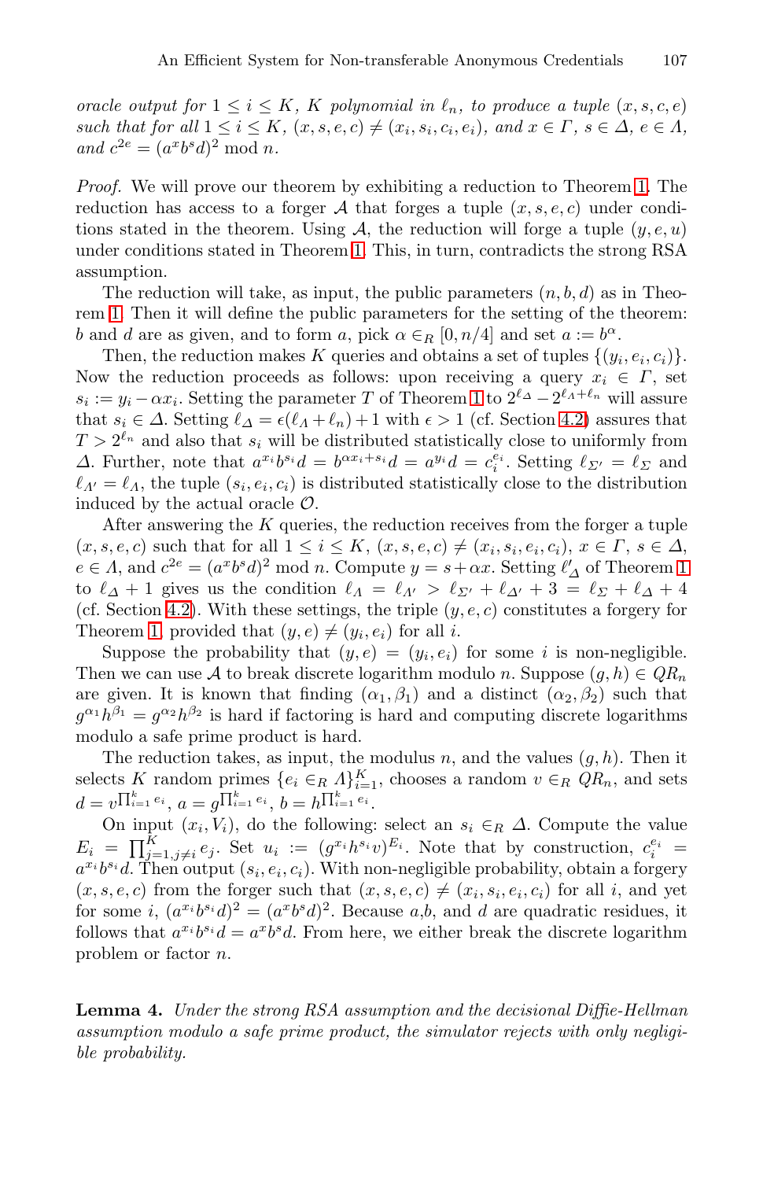*oracle output for* $1 \leq i \leq K$*,* $K$ *polynomial in* $\ell_n$*, to produce a tuple* $(x, s, c, e)$ *such that for all* $1 \leq i \leq K$*,* $(x, s, e, c) \neq (x_i, s_i, c_i, e_i)$*, and* $x \in \Gamma$*,* $s \in \Delta$*,* $e \in \Lambda$*, and* $c^{2e} = (a^x b^s d)^2 \bmod n$*.*

*Proof.* We will prove our theorem by exhibiting a reduction to Theorem 1. The reduction has access to a forger $\mathcal{A}$ that forges a tuple $(x, s, e, c)$ under conditions stated in the theorem. Using $\mathcal{A}$, the reduction will forge a tuple $(y, e, u)$ under conditions stated in Theorem 1. This, in turn, contradicts the strong RSA assumption.

The reduction will take, as input, the public parameters $(n, b, d)$ as in Theorem 1. Then it will define the public parameters for the setting of the theorem: $b$ and $d$ are as given, and to form $a$, pick $\alpha \in_R [0, n/4]$ and set $a := b^\alpha$.

Then, the reduction makes $K$ queries and obtains a set of tuples $\{(y_i, e_i, c_i)\}$. Now the reduction proceeds as follows: upon receiving a query $x_i \in \Gamma$, set $s_i := y_i - \alpha x_i$. Setting the parameter $T$ of Theorem 1 to $2^{\ell_\Delta} - 2^{\ell_\Lambda + \ell_n}$ will assure that $s_i \in \Delta$. Setting $\ell_\Delta = \epsilon(\ell_\Lambda + \ell_n) + 1$ with $\epsilon > 1$ (cf. Section 4.2) assures that $T > 2^{\ell_n}$ and also that $s_i$ will be distributed statistically close to uniformly from $\Delta$. Further, note that $a^{x_i} b^{s_i} d = b^{\alpha x_i + s_i} d = a^{y_i} d = c_i^{e_i}$. Setting $\ell_{\Sigma'} = \ell_\Sigma$ and $\ell_{\Lambda'} = \ell_\Lambda$, the tuple $(s_i, e_i, c_i)$ is distributed statistically close to the distribution induced by the actual oracle $\mathcal{O}$.

After answering the $K$ queries, the reduction receives from the forger a tuple $(x, s, e, c)$ such that for all $1 \leq i \leq K$, $(x, s, e, c) \neq (x_i, s_i, e_i, c_i)$, $x \in \Gamma$, $s \in \Delta$, $e \in \Lambda$, and $c^{2e} = (a^x b^s d)^2 \bmod n$. Compute $y = s + \alpha x$. Setting $\ell'_\Delta$ of Theorem 1 to $\ell_\Delta + 1$ gives us the condition $\ell_\Lambda = \ell_{\Lambda'} > \ell_{\Sigma'} + \ell_{\Delta'} + 3 = \ell_\Sigma + \ell_\Delta + 4$ (cf. Section 4.2). With these settings, the triple $(y, e, c)$ constitutes a forgery for Theorem 1, provided that $(y, e) \neq (y_i, e_i)$ for all $i$.

Suppose the probability that $(y, e) = (y_i, e_i)$ for some $i$ is non-negligible. Then we can use $\mathcal{A}$ to break discrete logarithm modulo $n$. Suppose $(g, h) \in QR_n$ are given. It is known that finding $(\alpha_1, \beta_1)$ and a distinct $(\alpha_2, \beta_2)$ such that $g^{\alpha_1} h^{\beta_1} = g^{\alpha_2} h^{\beta_2}$ is hard if factoring is hard and computing discrete logarithms modulo a safe prime product is hard.

The reduction takes, as input, the modulus $n$, and the values $(g, h)$. Then it selects $K$ random primes $\{e_i \in_R \Lambda\}_{i=1}^K$, chooses a random $v \in_R QR_n$, and sets $d = v^{\prod_{i=1}^k e_i}$, $a = g^{\prod_{i=1}^k e_i}$, $b = h^{\prod_{i=1}^k e_i}$.

On input $(x_i, V_i)$, do the following: select an $s_i \in_R \Delta$. Compute the value $E_i = \prod_{j=1, j \neq i}^K e_j$. Set $u_i := (g^{x_i} h^{s_i} v)^{E_i}$. Note that by construction, $c_i^{e_i} = a^{x_i} b^{s_i} d$. Then output $(s_i, e_i, c_i)$. With non-negligible probability, obtain a forgery $(x, s, e, c)$ from the forger such that $(x, s, e, c) \neq (x_i, s_i, e_i, c_i)$ for all $i$, and yet for some $i$, $(a^{x_i} b^{s_i} d)^2 = (a^x b^s d)^2$. Because $a$,$b$, and $d$ are quadratic residues, it follows that $a^{x_i} b^{s_i} d = a^x b^s d$. From here, we either break the discrete logarithm problem or factor $n$.

**Lemma 4.** *Under the strong RSA assumption and the decisional Diffie-Hellman assumption modulo a safe prime product, the simulator rejects with only negligible probability.*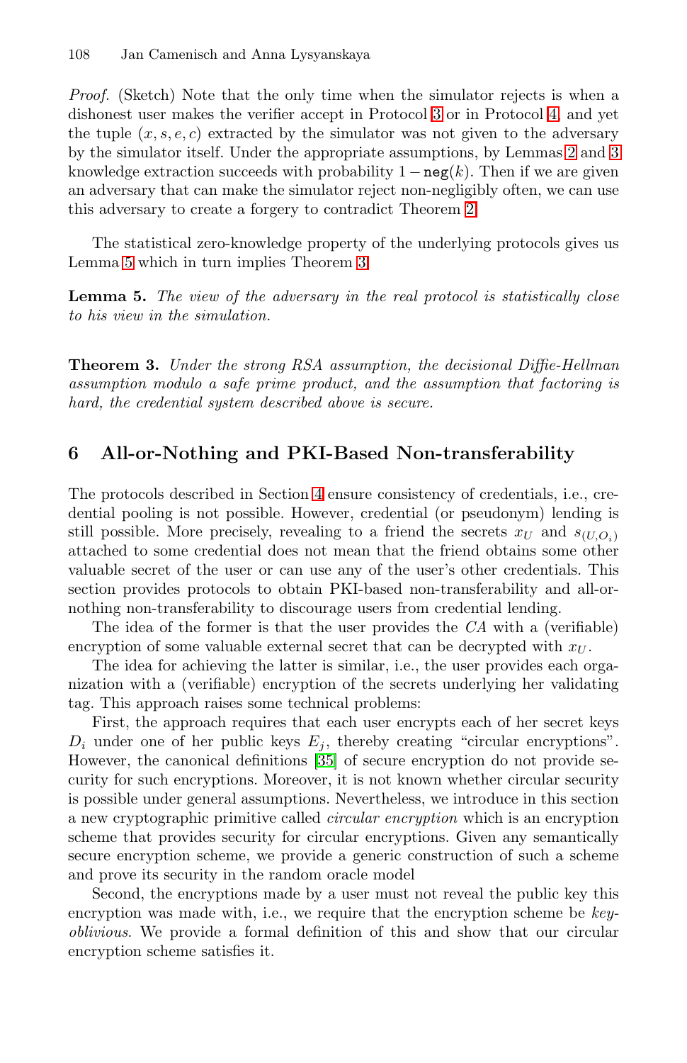*Proof.* (Sketch) Note that the only time when the simulator rejects is when a dishonest user makes the verifier accept in Protocol 3 or in Protocol 4, and yet the tuple $(x, s, e, c)$ extracted by the simulator was not given to the adversary by the simulator itself. Under the appropriate assumptions, by Lemmas 2 and 3 knowledge extraction succeeds with probability $1 - \texttt{neg}(k)$. Then if we are given an adversary that can make the simulator reject non-negligibly often, we can use this adversary to create a forgery to contradict Theorem 2.

The statistical zero-knowledge property of the underlying protocols gives us Lemma 5 which in turn implies Theorem 3.

**Lemma 5.** *The view of the adversary in the real protocol is statistically close to his view in the simulation.*

**Theorem 3.** *Under the strong RSA assumption, the decisional Diffie-Hellman assumption modulo a safe prime product, and the assumption that factoring is hard, the credential system described above is secure.*

## 6 All-or-Nothing and PKI-Based Non-transferability

The protocols described in Section 4 ensure consistency of credentials, i.e., credential pooling is not possible. However, credential (or pseudonym) lending is still possible. More precisely, revealing to a friend the secrets $x_U$ and $s_{(U,O_i)}$ attached to some credential does not mean that the friend obtains some other valuable secret of the user or can use any of the user's other credentials. This section provides protocols to obtain PKI-based non-transferability and all-or-nothing non-transferability to discourage users from credential lending.

The idea of the former is that the user provides the *CA* with a (verifiable) encryption of some valuable external secret that can be decrypted with $x_U$.

The idea for achieving the latter is similar, i.e., the user provides each organization with a (verifiable) encryption of the secrets underlying her validating tag. This approach raises some technical problems:

First, the approach requires that each user encrypts each of her secret keys $D_i$ under one of her public keys $E_j$, thereby creating "circular encryptions". However, the canonical definitions [35] of secure encryption do not provide security for such encryptions. Moreover, it is not known whether circular security is possible under general assumptions. Nevertheless, we introduce in this section a new cryptographic primitive called *circular encryption* which is an encryption scheme that provides security for circular encryptions. Given any semantically secure encryption scheme, we provide a generic construction of such a scheme and prove its security in the random oracle model

Second, the encryptions made by a user must not reveal the public key this encryption was made with, i.e., we require that the encryption scheme be *key-oblivious*. We provide a formal definition of this and show that our circular encryption scheme satisfies it.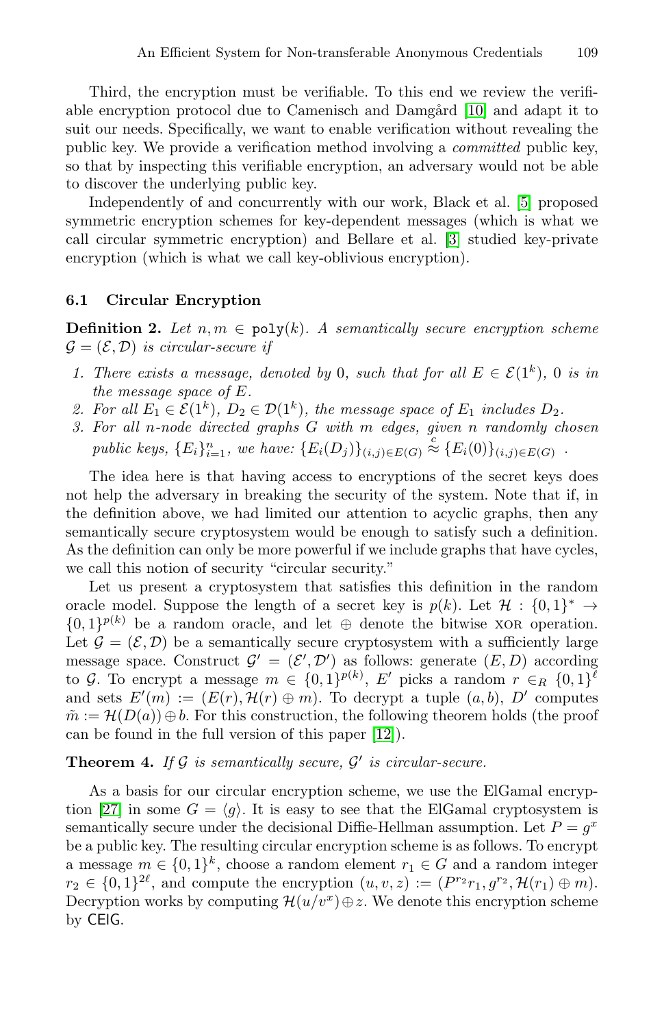Third, the encryption must be verifiable. To this end we review the verifiable encryption protocol due to Camenisch and Damgård [10] and adapt it to suit our needs. Specifically, we want to enable verification without revealing the public key. We provide a verification method involving a *committed* public key, so that by inspecting this verifiable encryption, an adversary would not be able to discover the underlying public key.

Independently of and concurrently with our work, Black et al. [5] proposed symmetric encryption schemes for key-dependent messages (which is what we call circular symmetric encryption) and Bellare et al. [3] studied key-private encryption (which is what we call key-oblivious encryption).

### 6.1 Circular Encryption

**Definition 2.** *Let $n, m \in \texttt{poly}(k)$. A semantically secure encryption scheme $\mathcal{G} = (\mathcal{E}, \mathcal{D})$ is circular-secure if*

1. *There exists a message, denoted by 0, such that for all $E \in \mathcal{E}(1^k)$, 0 is in the message space of $E$.*
2. *For all $E_1 \in \mathcal{E}(1^k)$, $D_2 \in \mathcal{D}(1^k)$, the message space of $E_1$ includes $D_2$.*
3. *For all $n$-node directed graphs $G$ with $m$ edges, given $n$ randomly chosen public keys, $\{E_i\}_{i=1}^n$, we have: $\{E_i(D_j)\}_{(i,j)\in E(G)} \overset{c}{\approx} \{E_i(0)\}_{(i,j)\in E(G)}$ .*

The idea here is that having access to encryptions of the secret keys does not help the adversary in breaking the security of the system. Note that if, in the definition above, we had limited our attention to acyclic graphs, then any semantically secure cryptosystem would be enough to satisfy such a definition. As the definition can only be more powerful if we include graphs that have cycles, we call this notion of security "circular security."

Let us present a cryptosystem that satisfies this definition in the random oracle model. Suppose the length of a secret key is $p(k)$. Let $\mathcal{H} : \{0,1\}^* \rightarrow \{0,1\}^{p(k)}$ be a random oracle, and let $\oplus$ denote the bitwise XOR operation. Let $\mathcal{G} = (\mathcal{E}, \mathcal{D})$ be a semantically secure cryptosystem with a sufficiently large message space. Construct $\mathcal{G}' = (\mathcal{E}', \mathcal{D}')$ as follows: generate $(E, D)$ according to $\mathcal{G}$. To encrypt a message $m \in \{0,1\}^{p(k)}$, $E'$ picks a random $r \in_R \{0,1\}^\ell$ and sets $E'(m) := (E(r), \mathcal{H}(r) \oplus m)$. To decrypt a tuple $(a, b)$, $D'$ computes $\tilde{m} := \mathcal{H}(D(a)) \oplus b$. For this construction, the following theorem holds (the proof can be found in the full version of this paper [12]).

**Theorem 4.** *If $\mathcal{G}$ is semantically secure, $\mathcal{G}'$ is circular-secure.*

As a basis for our circular encryption scheme, we use the ElGamal encryption [27] in some $G = \langle g \rangle$. It is easy to see that the ElGamal cryptosystem is semantically secure under the decisional Diffie-Hellman assumption. Let $P = g^x$ be a public key. The resulting circular encryption scheme is as follows. To encrypt a message $m \in \{0,1\}^k$, choose a random element $r_1 \in G$ and a random integer $r_2 \in \{0,1\}^{2\ell}$, and compute the encryption $(u, v, z) := (P^{r_2} r_1, g^{r_2}, \mathcal{H}(r_1) \oplus m)$. Decryption works by computing $\mathcal{H}(u/v^x) \oplus z$. We denote this encryption scheme by $\mathsf{CElG}$.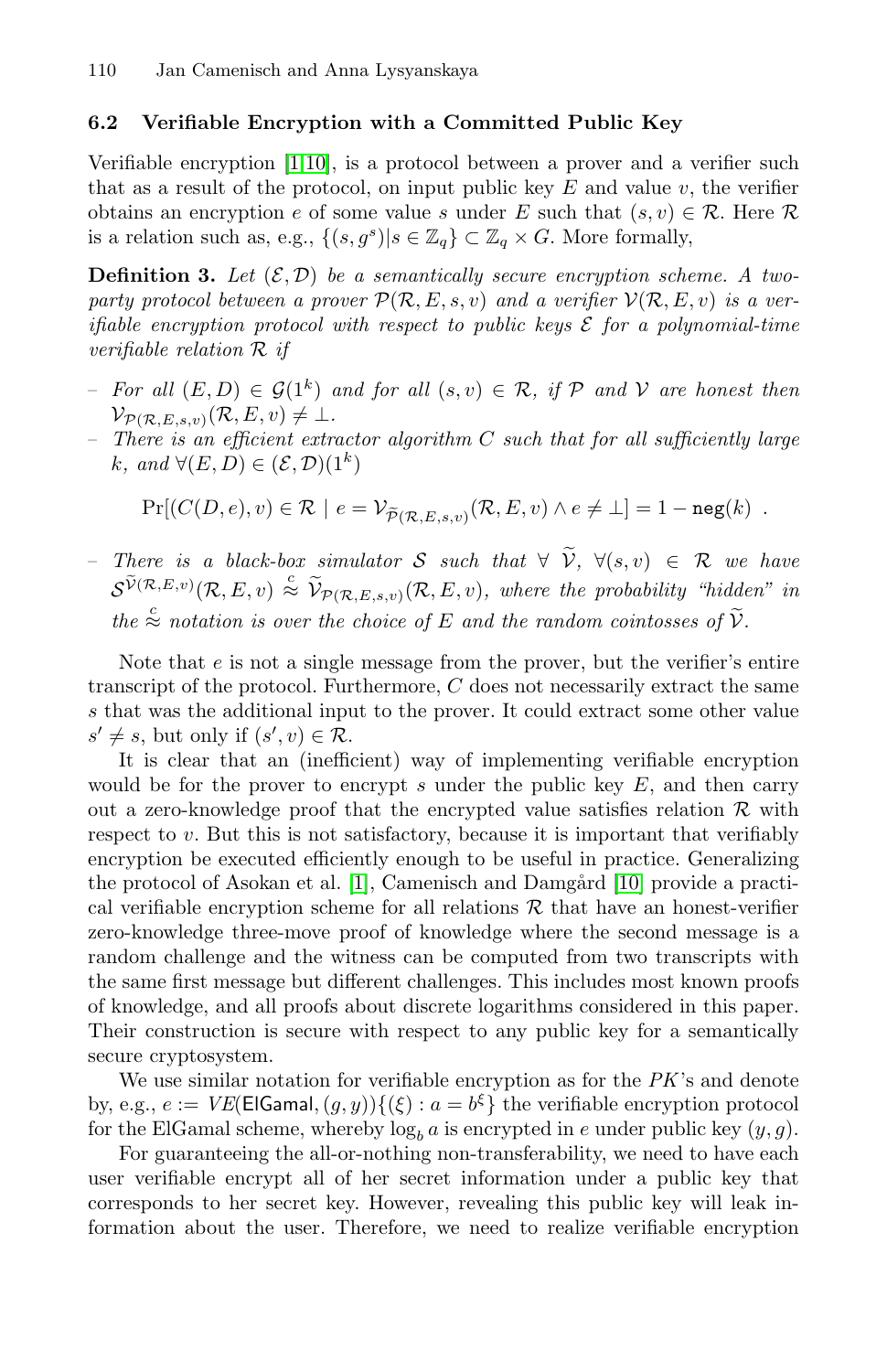### 6.2 Verifiable Encryption with a Committed Public Key

Verifiable encryption [1,10], is a protocol between a prover and a verifier such that as a result of the protocol, on input public key $E$ and value $v$, the verifier obtains an encryption $e$ of some value $s$ under $E$ such that $(s, v) \in \mathcal{R}$. Here $\mathcal{R}$ is a relation such as, e.g., $\{(s, g^s) | s \in \mathbb{Z}_q\} \subset \mathbb{Z}_q \times G$. More formally,

**Definition 3.** *Let $(\mathcal{E}, \mathcal{D})$ be a semantically secure encryption scheme. A two-party protocol between a prover $\mathcal{P}(\mathcal{R}, E, s, v)$ and a verifier $\mathcal{V}(\mathcal{R}, E, v)$ is a verifiable encryption protocol with respect to public keys $\mathcal{E}$ for a polynomial-time verifiable relation $\mathcal{R}$ if*

- *For all $(E, D) \in \mathcal{G}(1^k)$ and for all $(s, v) \in \mathcal{R}$, if $\mathcal{P}$ and $\mathcal{V}$ are honest then $\mathcal{V}_{\mathcal{P}(\mathcal{R},E,s,v)}(\mathcal{R}, E, v) \neq \perp$.*
- *There is an efficient extractor algorithm $C$ such that for all sufficiently large $k$, and $\forall (E, D) \in (\mathcal{E}, \mathcal{D})(1^k)$*

$$\Pr[(C(D, e), v) \in \mathcal{R} \mid e = \mathcal{V}_{\widetilde{\mathcal{P}}(\mathcal{R},E,s,v)}(\mathcal{R}, E, v) \wedge e \neq \perp] = 1 - \mathtt{neg}(k) .$$

- *There is a black-box simulator $\mathcal{S}$ such that $\forall$ $\widetilde{\mathcal{V}}$, $\forall (s, v) \in \mathcal{R}$ we have $\mathcal{S}^{\widetilde{\mathcal{V}}(\mathcal{R},E,v)}(\mathcal{R}, E, v) \overset{c}{\approx} \widetilde{\mathcal{V}}_{\mathcal{P}(\mathcal{R},E,s,v)}(\mathcal{R}, E, v)$, where the probability "hidden" in the $\overset{c}{\approx}$ notation is over the choice of $E$ and the random cointosses of $\widetilde{\mathcal{V}}$.*

Note that $e$ is not a single message from the prover, but the verifier's entire transcript of the protocol. Furthermore, $C$ does not necessarily extract the same $s$ that was the additional input to the prover. It could extract some other value $s' \neq s$, but only if $(s', v) \in \mathcal{R}$.

It is clear that an (inefficient) way of implementing verifiable encryption would be for the prover to encrypt $s$ under the public key $E$, and then carry out a zero-knowledge proof that the encrypted value satisfies relation $\mathcal{R}$ with respect to $v$. But this is not satisfactory, because it is important that verifiably encryption be executed efficiently enough to be useful in practice. Generalizing the protocol of Asokan et al. [1], Camenisch and Damgård [10] provide a practical verifiable encryption scheme for all relations $\mathcal{R}$ that have an honest-verifier zero-knowledge three-move proof of knowledge where the second message is a random challenge and the witness can be computed from two transcripts with the same first message but different challenges. This includes most known proofs of knowledge, and all proofs about discrete logarithms considered in this paper. Their construction is secure with respect to any public key for a semantically secure cryptosystem.

We use similar notation for verifiable encryption as for the *PK*'s and denote by, e.g., $e := VE(\mathsf{ElGamal}, (g, y))\{(\xi) : a = b^{\xi}\}$ the verifiable encryption protocol for the ElGamal scheme, whereby $\log_b a$ is encrypted in $e$ under public key $(y, g)$.

For guaranteeing the all-or-nothing non-transferability, we need to have each user verifiable encrypt all of her secret information under a public key that corresponds to her secret key. However, revealing this public key will leak information about the user. Therefore, we need to realize verifiable encryption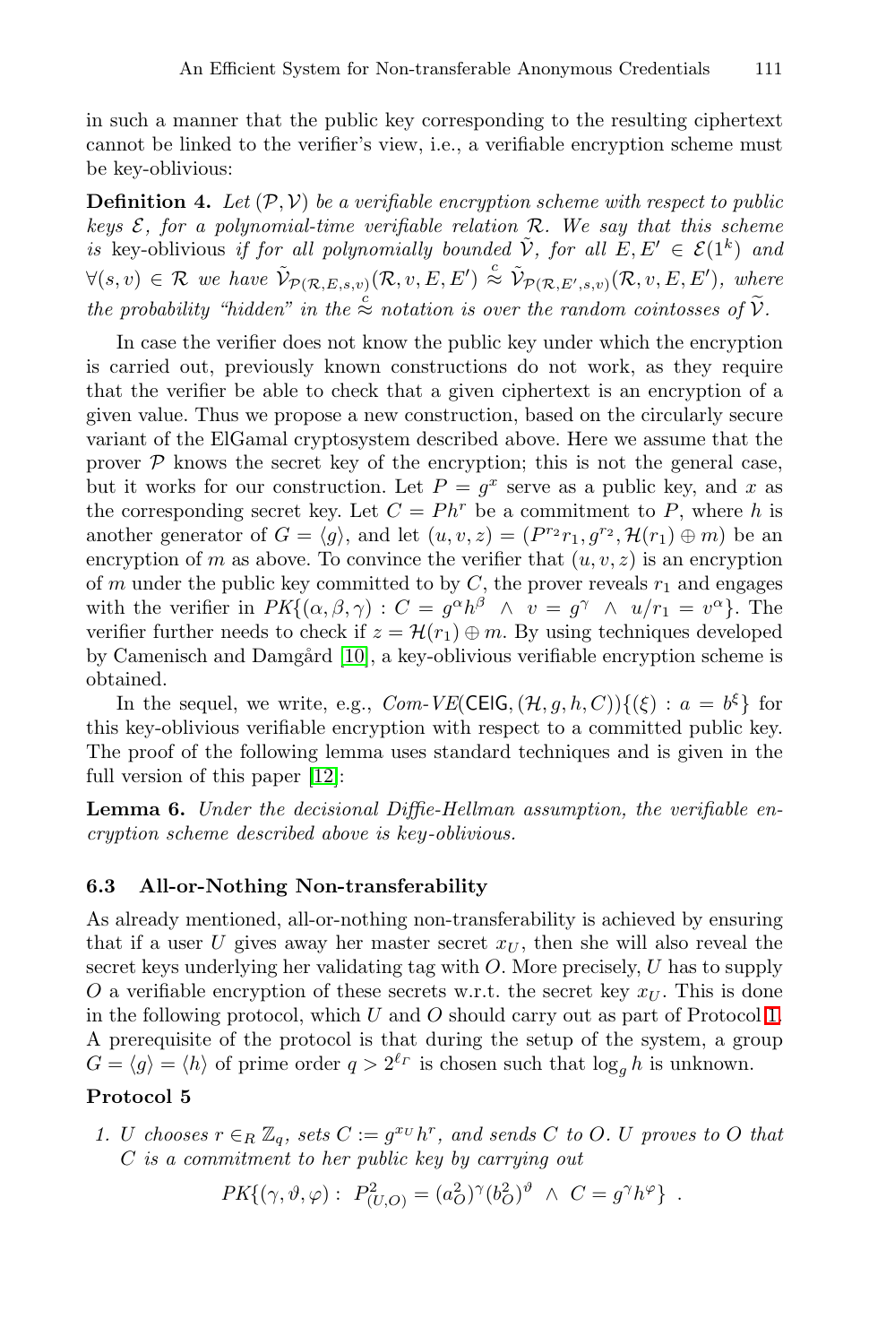in such a manner that the public key corresponding to the resulting ciphertext cannot be linked to the verifier's view, i.e., a verifiable encryption scheme must be key-oblivious:

**Definition 4.** *Let $(\mathcal{P}, \mathcal{V})$ be a verifiable encryption scheme with respect to public keys $\mathcal{E}$, for a polynomial-time verifiable relation $\mathcal{R}$. We say that this scheme is* key-oblivious *if for all polynomially bounded $\tilde{\mathcal{V}}$, for all $E, E' \in \mathcal{E}(1^k)$ and $\forall (s,v) \in \mathcal{R}$ we have $\tilde{\mathcal{V}}_{\mathcal{P}(\mathcal{R},E,s,v)}(\mathcal{R}, v, E, E') \stackrel{c}{\approx} \tilde{\mathcal{V}}_{\mathcal{P}(\mathcal{R},E',s,v)}(\mathcal{R}, v, E, E')$, where the probability "hidden" in the $\stackrel{c}{\approx}$ notation is over the random cointosses of $\widetilde{\mathcal{V}}$.*

In case the verifier does not know the public key under which the encryption is carried out, previously known constructions do not work, as they require that the verifier be able to check that a given ciphertext is an encryption of a given value. Thus we propose a new construction, based on the circularly secure variant of the ElGamal cryptosystem described above. Here we assume that the prover $\mathcal{P}$ knows the secret key of the encryption; this is not the general case, but it works for our construction. Let $P = g^x$ serve as a public key, and $x$ as the corresponding secret key. Let $C = Ph^r$ be a commitment to $P$, where $h$ is another generator of $G = \langle g \rangle$, and let $(u, v, z) = (P^{r_2} r_1, g^{r_2}, \mathcal{H}(r_1) \oplus m)$ be an encryption of $m$ as above. To convince the verifier that $(u, v, z)$ is an encryption of $m$ under the public key committed to by $C$, the prover reveals $r_1$ and engages with the verifier in $PK\{(\alpha, \beta, \gamma) : C = g^\alpha h^\beta \;\wedge\; v = g^\gamma \;\wedge\; u/r_1 = v^\alpha\}$. The verifier further needs to check if $z = \mathcal{H}(r_1) \oplus m$. By using techniques developed by Camenisch and Damgård [10], a key-oblivious verifiable encryption scheme is obtained.

In the sequel, we write, e.g., *Com-VE*$(\mathsf{CElG}, (\mathcal{H}, g, h, C))\{(\xi) : a = b^\xi\}$ for this key-oblivious verifiable encryption with respect to a committed public key. The proof of the following lemma uses standard techniques and is given in the full version of this paper [12]:

**Lemma 6.** *Under the decisional Diffie-Hellman assumption, the verifiable encryption scheme described above is key-oblivious.*

### 6.3 All-or-Nothing Non-transferability

As already mentioned, all-or-nothing non-transferability is achieved by ensuring that if a user $U$ gives away her master secret $x_U$, then she will also reveal the secret keys underlying her validating tag with $O$. More precisely, $U$ has to supply $O$ a verifiable encryption of these secrets w.r.t. the secret key $x_U$. This is done in the following protocol, which $U$ and $O$ should carry out as part of Protocol 1. A prerequisite of the protocol is that during the setup of the system, a group $G = \langle g \rangle = \langle h \rangle$ of prime order $q > 2^{\ell_\Gamma}$ is chosen such that $\log_g h$ is unknown.

**Protocol 5**

1. *$U$ chooses $r \in_R \mathbb{Z}_q$, sets $C := g^{x_U} h^r$, and sends $C$ to $O$. $U$ proves to $O$ that $C$ is a commitment to her public key by carrying out*

$$PK\{(\gamma, \vartheta, \varphi) :\; P^2_{(U,O)} = (a_O^2)^\gamma (b_O^2)^\vartheta \;\wedge\; C = g^\gamma h^\varphi\} \;.$$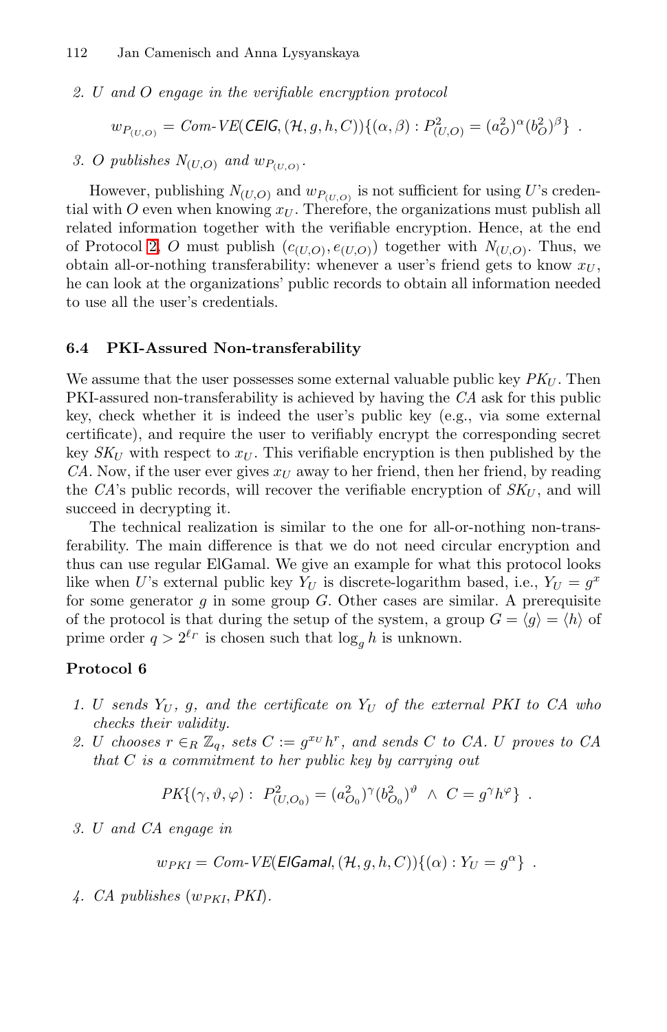2. $U$ and $O$ engage in the verifiable encryption protocol

$$w_{P_{(U,O)}} = \textit{Com-VE}(\textsf{CElG}, (\mathcal{H}, g, h, C))\{(\alpha, \beta) : P^2_{(U,O)} = (a^2_O)^\alpha (b^2_O)^\beta\} \ .$$

3. $O$ publishes $N_{(U,O)}$ and $w_{P_{(U,O)}}$.

However, publishing $N_{(U,O)}$ and $w_{P_{(U,O)}}$ is not sufficient for using $U$'s credential with $O$ even when knowing $x_U$. Therefore, the organizations must publish all related information together with the verifiable encryption. Hence, at the end of Protocol 2, $O$ must publish $(c_{(U,O)}, e_{(U,O)})$ together with $N_{(U,O)}$. Thus, we obtain all-or-nothing transferability: whenever a user's friend gets to know $x_U$, he can look at the organizations' public records to obtain all information needed to use all the user's credentials.

### 6.4 PKI-Assured Non-transferability

We assume that the user possesses some external valuable public key $PK_U$. Then PKI-assured non-transferability is achieved by having the $CA$ ask for this public key, check whether it is indeed the user's public key (e.g., via some external certificate), and require the user to verifiably encrypt the corresponding secret key $SK_U$ with respect to $x_U$. This verifiable encryption is then published by the $CA$. Now, if the user ever gives $x_U$ away to her friend, then her friend, by reading the $CA$'s public records, will recover the verifiable encryption of $SK_U$, and will succeed in decrypting it.

The technical realization is similar to the one for all-or-nothing non-transferability. The main difference is that we do not need circular encryption and thus can use regular ElGamal. We give an example for what this protocol looks like when $U$'s external public key $Y_U$ is discrete-logarithm based, i.e., $Y_U = g^x$ for some generator $g$ in some group $G$. Other cases are similar. A prerequisite of the protocol is that during the setup of the system, a group $G = \langle g \rangle = \langle h \rangle$ of prime order $q > 2^{\ell_\Gamma}$ is chosen such that $\log_g h$ is unknown.

**Protocol 6**

1. $U$ sends $Y_U$, $g$, and the certificate on $Y_U$ of the external PKI to $CA$ who checks their validity.
2. $U$ chooses $r \in_R \mathbb{Z}_q$, sets $C := g^{x_U} h^r$, and sends $C$ to $CA$. $U$ proves to $CA$ that $C$ is a commitment to her public key by carrying out

$$PK\{(\gamma, \vartheta, \varphi) : \ P^2_{(U,O_0)} = (a^2_{O_0})^\gamma (b^2_{O_0})^\vartheta \ \wedge \ C = g^\gamma h^\varphi\} \ .$$

3. $U$ and $CA$ engage in

$$w_{PKI} = \textit{Com-VE}(\textsf{ElGamal}, (\mathcal{H}, g, h, C))\{(\alpha) : Y_U = g^\alpha\} \ .$$

4. $CA$ publishes $(w_{PKI}, PKI)$.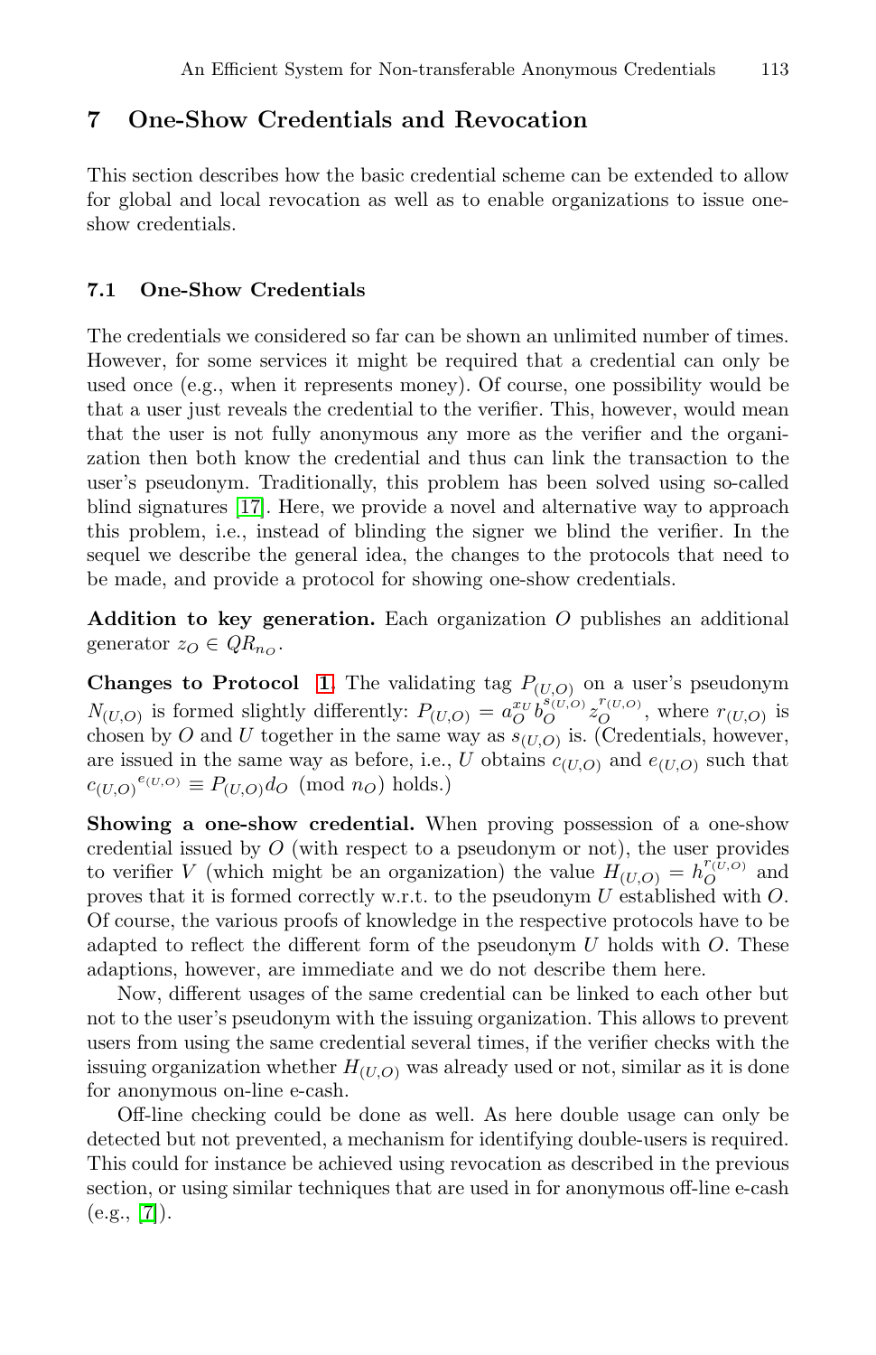## 7 One-Show Credentials and Revocation

This section describes how the basic credential scheme can be extended to allow for global and local revocation as well as to enable organizations to issue one-show credentials.

### 7.1 One-Show Credentials

The credentials we considered so far can be shown an unlimited number of times. However, for some services it might be required that a credential can only be used once (e.g., when it represents money). Of course, one possibility would be that a user just reveals the credential to the verifier. This, however, would mean that the user is not fully anonymous any more as the verifier and the organization then both know the credential and thus can link the transaction to the user's pseudonym. Traditionally, this problem has been solved using so-called blind signatures [17]. Here, we provide a novel and alternative way to approach this problem, i.e., instead of blinding the signer we blind the verifier. In the sequel we describe the general idea, the changes to the protocols that need to be made, and provide a protocol for showing one-show credentials.

**Addition to key generation.** Each organization $O$ publishes an additional generator $z_O \in QR_{n_O}$.

**Changes to Protocol 1.** The validating tag $P_{(U,O)}$ on a user's pseudonym $N_{(U,O)}$ is formed slightly differently: $P_{(U,O)} = a_O^{x_U} b_O^{s_{(U,O)}} z_O^{r_{(U,O)}}$, where $r_{(U,O)}$ is chosen by $O$ and $U$ together in the same way as $s_{(U,O)}$ is. (Credentials, however, are issued in the same way as before, i.e., $U$ obtains $c_{(U,O)}$ and $e_{(U,O)}$ such that ${c_{(U,O)}}^{e_{(U,O)}} \equiv P_{(U,O)} d_O \pmod{n_O}$ holds.)

**Showing a one-show credential.** When proving possession of a one-show credential issued by $O$ (with respect to a pseudonym or not), the user provides to verifier $V$ (which might be an organization) the value $H_{(U,O)} = h_O^{r_{(U,O)}}$ and proves that it is formed correctly w.r.t. to the pseudonym $U$ established with $O$. Of course, the various proofs of knowledge in the respective protocols have to be adapted to reflect the different form of the pseudonym $U$ holds with $O$. These adaptions, however, are immediate and we do not describe them here.

Now, different usages of the same credential can be linked to each other but not to the user's pseudonym with the issuing organization. This allows to prevent users from using the same credential several times, if the verifier checks with the issuing organization whether $H_{(U,O)}$ was already used or not, similar as it is done for anonymous on-line e-cash.

Off-line checking could be done as well. As here double usage can only be detected but not prevented, a mechanism for identifying double-users is required. This could for instance be achieved using revocation as described in the previous section, or using similar techniques that are used in for anonymous off-line e-cash (e.g., [7]).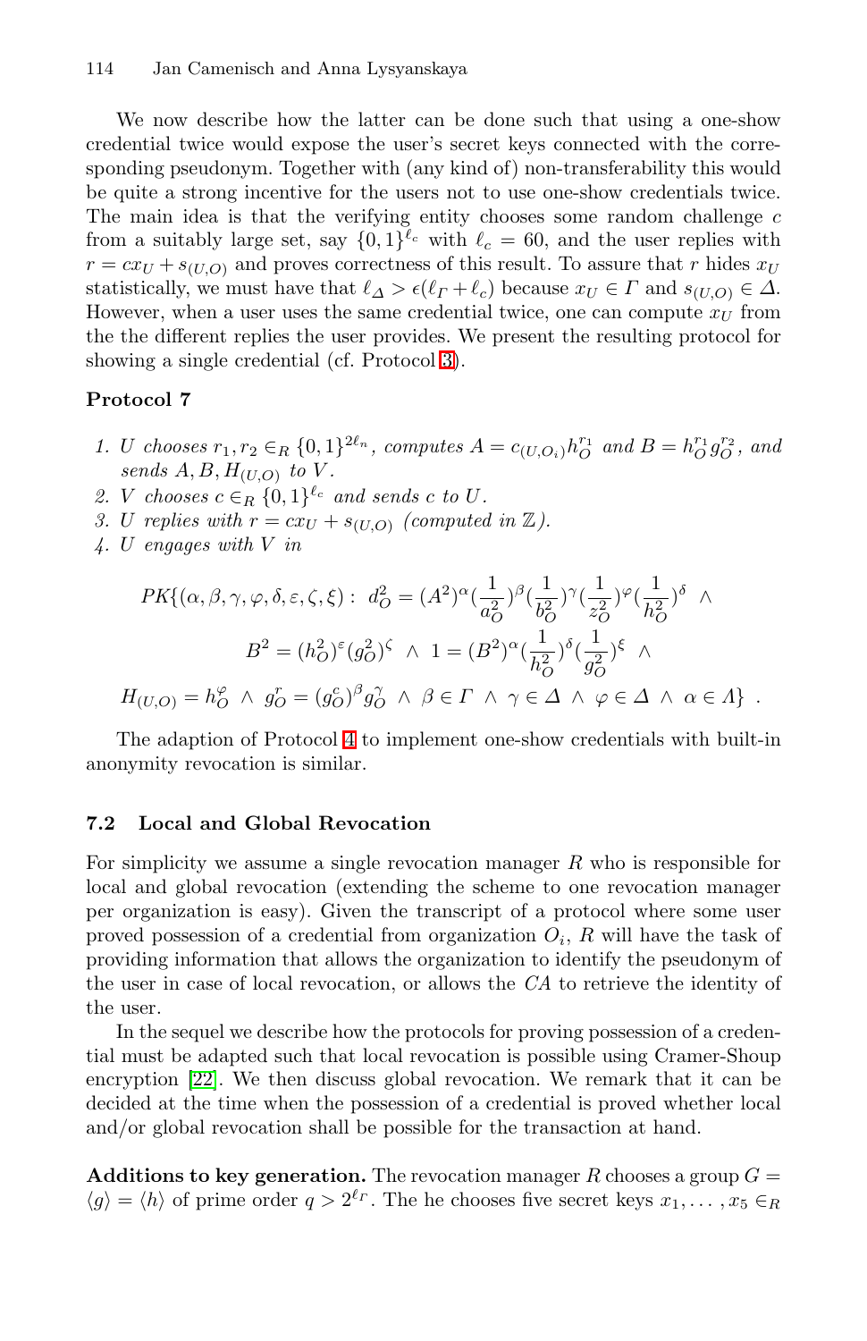We now describe how the latter can be done such that using a one-show credential twice would expose the user's secret keys connected with the corresponding pseudonym. Together with (any kind of) non-transferability this would be quite a strong incentive for the users not to use one-show credentials twice. The main idea is that the verifying entity chooses some random challenge $c$ from a suitably large set, say $\{0,1\}^{\ell_c}$ with $\ell_c = 60$, and the user replies with $r = cx_U + s_{(U,O)}$ and proves correctness of this result. To assure that $r$ hides $x_U$ statistically, we must have that $\ell_\Delta > \epsilon(\ell_\Gamma + \ell_c)$ because $x_U \in \Gamma$ and $s_{(U,O)} \in \Delta$. However, when a user uses the same credential twice, one can compute $x_U$ from the the different replies the user provides. We present the resulting protocol for showing a single credential (cf. Protocol 3).

**Protocol 7**

1. *$U$ chooses $r_1, r_2 \in_R \{0,1\}^{2\ell_n}$, computes $A = c_{(U,O_i)} h_O^{r_1}$ and $B = h_O^{r_1} g_O^{r_2}$, and sends $A, B, H_{(U,O)}$ to $V$.*
2. *$V$ chooses $c \in_R \{0,1\}^{\ell_c}$ and sends $c$ to $U$.*
3. *$U$ replies with $r = cx_U + s_{(U,O)}$ (computed in $\mathbb{Z}$).*
4. *$U$ engages with $V$ in*

$$
\begin{aligned}
PK\{(\alpha,\beta,\gamma,\varphi,\delta,\varepsilon,\zeta,\xi) :\ & d_O^2 = (A^2)^\alpha (\frac{1}{a_O^2})^\beta (\frac{1}{b_O^2})^\gamma (\frac{1}{z_O^2})^\varphi (\frac{1}{h_O^2})^\delta \ \wedge \\
& B^2 = (h_O^2)^\varepsilon (g_O^2)^\zeta \ \wedge \ 1 = (B^2)^\alpha (\frac{1}{h_O^2})^\delta (\frac{1}{g_O^2})^\xi \ \wedge \\
H_{(U,O)} = h_O^\varphi \ \wedge \ & g_O^r = (g_O^c)^\beta g_O^\gamma \ \wedge \ \beta \in \Gamma \ \wedge \ \gamma \in \Delta \ \wedge \ \varphi \in \Delta \ \wedge \ \alpha \in \Lambda\} \ .
\end{aligned}
$$

The adaption of Protocol 4 to implement one-show credentials with built-in anonymity revocation is similar.

## 7.2 Local and Global Revocation

For simplicity we assume a single revocation manager $R$ who is responsible for local and global revocation (extending the scheme to one revocation manager per organization is easy). Given the transcript of a protocol where some user proved possession of a credential from organization $O_i$, $R$ will have the task of providing information that allows the organization to identify the pseudonym of the user in case of local revocation, or allows the $CA$ to retrieve the identity of the user.

In the sequel we describe how the protocols for proving possession of a credential must be adapted such that local revocation is possible using Cramer-Shoup encryption [22]. We then discuss global revocation. We remark that it can be decided at the time when the possession of a credential is proved whether local and/or global revocation shall be possible for the transaction at hand.

**Additions to key generation.** The revocation manager $R$ chooses a group $G = \langle g \rangle = \langle h \rangle$ of prime order $q > 2^{\ell_\Gamma}$. The he chooses five secret keys $x_1, \ldots, x_5 \in_R$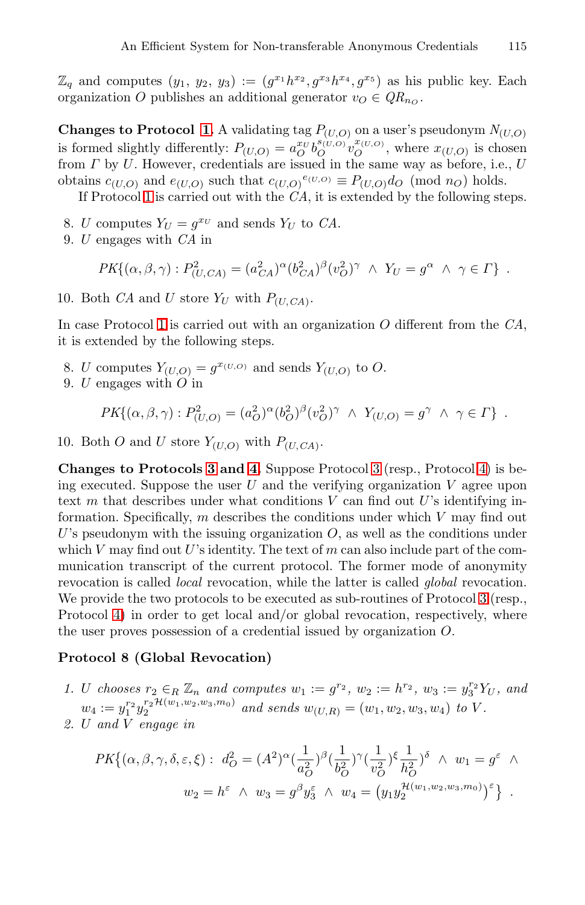$\mathbb{Z}_q$ and computes $(y_1, y_2, y_3) := (g^{x_1}h^{x_2}, g^{x_3}h^{x_4}, g^{x_5})$ as his public key. Each organization $O$ publishes an additional generator $v_O \in QR_{n_O}$.

**Changes to Protocol 1.** A validating tag $P_{(U,O)}$ on a user's pseudonym $N_{(U,O)}$ is formed slightly differently: $P_{(U,O)} = a_O^{x_U} b_O^{s_{(U,O)}} v_O^{x_{(U,O)}}$, where $x_{(U,O)}$ is chosen from $\Gamma$ by $U$. However, credentials are issued in the same way as before, i.e., $U$ obtains $c_{(U,O)}$ and $e_{(U,O)}$ such that $c_{(U,O)}{}^{e_{(U,O)}} \equiv P_{(U,O)} d_O \pmod{n_O}$ holds.

If Protocol 1 is carried out with the $CA$, it is extended by the following steps.

8. $U$ computes $Y_U = g^{x_U}$ and sends $Y_U$ to $CA$.
9. $U$ engages with $CA$ in

$$PK\{(\alpha, \beta, \gamma) : P_{(U,CA)}^2 = (a_{CA}^2)^\alpha (b_{CA}^2)^\beta (v_O^2)^\gamma \ \wedge\ Y_U = g^\alpha \ \wedge\ \gamma \in \Gamma\} \ .$$

10. Both $CA$ and $U$ store $Y_U$ with $P_{(U,CA)}$.

In case Protocol 1 is carried out with an organization $O$ different from the $CA$, it is extended by the following steps.

8. $U$ computes $Y_{(U,O)} = g^{x_{(U,O)}}$ and sends $Y_{(U,O)}$ to $O$.
9. $U$ engages with $O$ in

$$PK\{(\alpha, \beta, \gamma) : P_{(U,O)}^2 = (a_O^2)^\alpha (b_O^2)^\beta (v_O^2)^\gamma \ \wedge\ Y_{(U,O)} = g^\gamma \ \wedge\ \gamma \in \Gamma\} \ .$$

10. Both $O$ and $U$ store $Y_{(U,O)}$ with $P_{(U,CA)}$.

**Changes to Protocols 3 and 4.** Suppose Protocol 3 (resp., Protocol 4) is being executed. Suppose the user $U$ and the verifying organization $V$ agree upon text $m$ that describes under what conditions $V$ can find out $U$'s identifying information. Specifically, $m$ describes the conditions under which $V$ may find out $U$'s pseudonym with the issuing organization $O$, as well as the conditions under which $V$ may find out $U$'s identity. The text of $m$ can also include part of the communication transcript of the current protocol. The former mode of anonymity revocation is called *local* revocation, while the latter is called *global* revocation. We provide the two protocols to be executed as sub-routines of Protocol 3 (resp., Protocol 4) in order to get local and/or global revocation, respectively, where the user proves possession of a credential issued by organization $O$.

**Protocol 8 (Global Revocation)**

1. *$U$ chooses $r_2 \in_R \mathbb{Z}_n$ and computes $w_1 := g^{r_2}$, $w_2 := h^{r_2}$, $w_3 := y_3^{r_2} Y_U$, and $w_4 := y_1^{r_2} y_2^{r_2 \mathcal{H}(w_1, w_2, w_3, m_0)}$ and sends $w_{(U,R)} = (w_1, w_2, w_3, w_4)$ to $V$.*
2. *$U$ and $V$ engage in*

$$PK\big\{(\alpha, \beta, \gamma, \delta, \varepsilon, \xi) :\ d_O^2 = (A^2)^\alpha (\frac{1}{a_O^2})^\beta (\frac{1}{b_O^2})^\gamma (\frac{1}{v_O^2})^\xi \frac{1}{h_O^2})^\delta \ \wedge\ w_1 = g^\varepsilon \ \wedge$$
$$w_2 = h^\varepsilon \ \wedge\ w_3 = g^\beta y_3^\varepsilon \ \wedge\ w_4 = \big(y_1 y_2^{\mathcal{H}(w_1, w_2, w_3, m_0)}\big)^\varepsilon \big\} \ .$$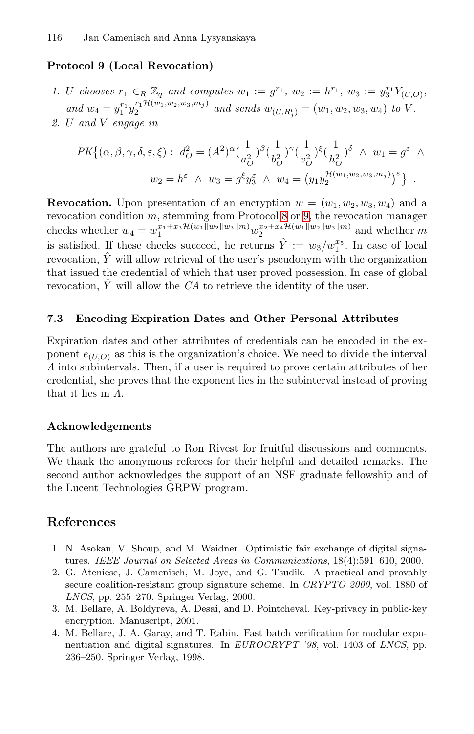**Protocol 9 (Local Revocation)**

1. *U chooses* $r_1 \in_R \mathbb{Z}_q$ *and computes* $w_1 := g^{r_1}$, $w_2 := h^{r_1}$, $w_3 := y_3^{r_1} Y_{(U,O)}$, *and* $w_4 = y_1^{r_1} y_2^{r_1 \mathcal{H}(w_1,w_2,w_3,m_j)}$ *and sends* $w_{(U,R_j^l)} = (w_1, w_2, w_3, w_4)$ *to* $V$.
2. *U and V engage in*

$$PK\{(\alpha,\beta,\gamma,\delta,\varepsilon,\xi):\; d_O^2 = (A^2)^\alpha (\frac{1}{a_O^2})^\beta (\frac{1}{b_O^2})^\gamma (\frac{1}{v_O^2})^\xi (\frac{1}{h_O^2})^\delta \;\wedge\; w_1 = g^\varepsilon \;\wedge\; w_2 = h^\varepsilon \;\wedge\; w_3 = g^\xi y_3^\varepsilon \;\wedge\; w_4 = \big(y_1 y_2^{\mathcal{H}(w_1,w_2,w_3,m_j)}\big)^\varepsilon\} \;.$$

**Revocation.** Upon presentation of an encryption $w = (w_1, w_2, w_3, w_4)$ and a revocation condition $m$, stemming from Protocol 8 or 9, the revocation manager checks whether $w_4 = w_1^{x_1 + x_3 \mathcal{H}(w_1 \| w_2 \| w_3 \| m)} w_2^{x_2 + x_4 \mathcal{H}(w_1 \| w_2 \| w_3 \| m)}$ and whether $m$ is satisfied. If these checks succeed, he returns $\hat{Y} := w_3 / w_1^{x_5}$. In case of local revocation, $\hat{Y}$ will allow retrieval of the user's pseudonym with the organization that issued the credential of which that user proved possession. In case of global revocation, $\hat{Y}$ will allow the *CA* to retrieve the identity of the user.

### 7.3 Encoding Expiration Dates and Other Personal Attributes

Expiration dates and other attributes of credentials can be encoded in the exponent $e_{(U,O)}$ as this is the organization's choice. We need to divide the interval $\Lambda$ into subintervals. Then, if a user is required to prove certain attributes of her credential, she proves that the exponent lies in the subinterval instead of proving that it lies in $\Lambda$.

### Acknowledgements

The authors are grateful to Ron Rivest for fruitful discussions and comments. We thank the anonymous referees for their helpful and detailed remarks. The second author acknowledges the support of an NSF graduate fellowship and of the Lucent Technologies GRPW program.

## References

1. N. Asokan, V. Shoup, and M. Waidner. Optimistic fair exchange of digital signatures. *IEEE Journal on Selected Areas in Communications*, 18(4):591–610, 2000.
2. G. Ateniese, J. Camenisch, M. Joye, and G. Tsudik. A practical and provably secure coalition-resistant group signature scheme. In *CRYPTO 2000*, vol. 1880 of *LNCS*, pp. 255–270. Springer Verlag, 2000.
3. M. Bellare, A. Boldyreva, A. Desai, and D. Pointcheval. Key-privacy in public-key encryption. Manuscript, 2001.
4. M. Bellare, J. A. Garay, and T. Rabin. Fast batch verification for modular exponentiation and digital signatures. In *EUROCRYPT '98*, vol. 1403 of *LNCS*, pp. 236–250. Springer Verlag, 1998.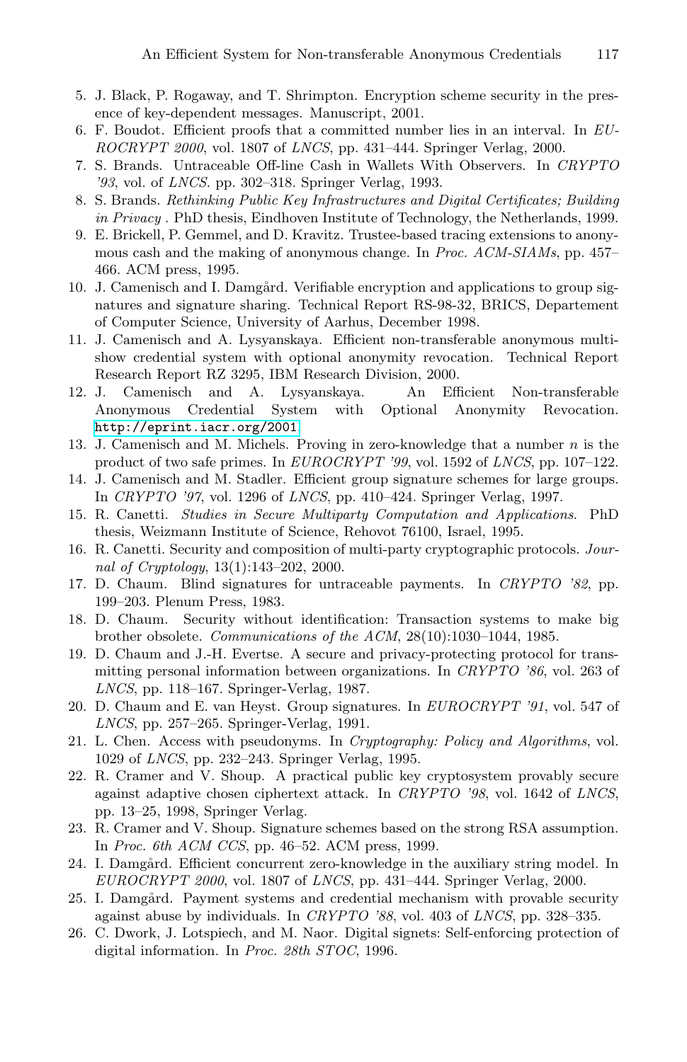5. J. Black, P. Rogaway, and T. Shrimpton. Encryption scheme security in the presence of key-dependent messages. Manuscript, 2001.
6. F. Boudot. Efficient proofs that a committed number lies in an interval. In *EUROCRYPT 2000*, vol. 1807 of *LNCS*, pp. 431–444. Springer Verlag, 2000.
7. S. Brands. Untraceable Off-line Cash in Wallets With Observers. In *CRYPTO '93*, vol. of *LNCS*. pp. 302–318. Springer Verlag, 1993.
8. S. Brands. *Rethinking Public Key Infrastructures and Digital Certificates; Building in Privacy* . PhD thesis, Eindhoven Institute of Technology, the Netherlands, 1999.
9. E. Brickell, P. Gemmel, and D. Kravitz. Trustee-based tracing extensions to anonymous cash and the making of anonymous change. In *Proc. ACM-SIAMs*, pp. 457–466. ACM press, 1995.
10. J. Camenisch and I. Damgård. Verifiable encryption and applications to group signatures and signature sharing. Technical Report RS-98-32, BRICS, Departement of Computer Science, University of Aarhus, December 1998.
11. J. Camenisch and A. Lysyanskaya. Efficient non-transferable anonymous multi-show credential system with optional anonymity revocation. Technical Report Research Report RZ 3295, IBM Research Division, 2000.
12. J. Camenisch and A. Lysyanskaya. An Efficient Non-transferable Anonymous Credential System with Optional Anonymity Revocation. http://eprint.iacr.org/2001.
13. J. Camenisch and M. Michels. Proving in zero-knowledge that a number $n$ is the product of two safe primes. In *EUROCRYPT '99*, vol. 1592 of *LNCS*, pp. 107–122.
14. J. Camenisch and M. Stadler. Efficient group signature schemes for large groups. In *CRYPTO '97*, vol. 1296 of *LNCS*, pp. 410–424. Springer Verlag, 1997.
15. R. Canetti. *Studies in Secure Multiparty Computation and Applications*. PhD thesis, Weizmann Institute of Science, Rehovot 76100, Israel, 1995.
16. R. Canetti. Security and composition of multi-party cryptographic protocols. *Journal of Cryptology*, 13(1):143–202, 2000.
17. D. Chaum. Blind signatures for untraceable payments. In *CRYPTO '82*, pp. 199–203. Plenum Press, 1983.
18. D. Chaum. Security without identification: Transaction systems to make big brother obsolete. *Communications of the ACM*, 28(10):1030–1044, 1985.
19. D. Chaum and J.-H. Evertse. A secure and privacy-protecting protocol for transmitting personal information between organizations. In *CRYPTO '86*, vol. 263 of *LNCS*, pp. 118–167. Springer-Verlag, 1987.
20. D. Chaum and E. van Heyst. Group signatures. In *EUROCRYPT '91*, vol. 547 of *LNCS*, pp. 257–265. Springer-Verlag, 1991.
21. L. Chen. Access with pseudonyms. In *Cryptography: Policy and Algorithms*, vol. 1029 of *LNCS*, pp. 232–243. Springer Verlag, 1995.
22. R. Cramer and V. Shoup. A practical public key cryptosystem provably secure against adaptive chosen ciphertext attack. In *CRYPTO '98*, vol. 1642 of *LNCS*, pp. 13–25, 1998, Springer Verlag.
23. R. Cramer and V. Shoup. Signature schemes based on the strong RSA assumption. In *Proc. 6th ACM CCS*, pp. 46–52. ACM press, 1999.
24. I. Damgård. Efficient concurrent zero-knowledge in the auxiliary string model. In *EUROCRYPT 2000*, vol. 1807 of *LNCS*, pp. 431–444. Springer Verlag, 2000.
25. I. Damgård. Payment systems and credential mechanism with provable security against abuse by individuals. In *CRYPTO '88*, vol. 403 of *LNCS*, pp. 328–335.
26. C. Dwork, J. Lotspiech, and M. Naor. Digital signets: Self-enforcing protection of digital information. In *Proc. 28th STOC*, 1996.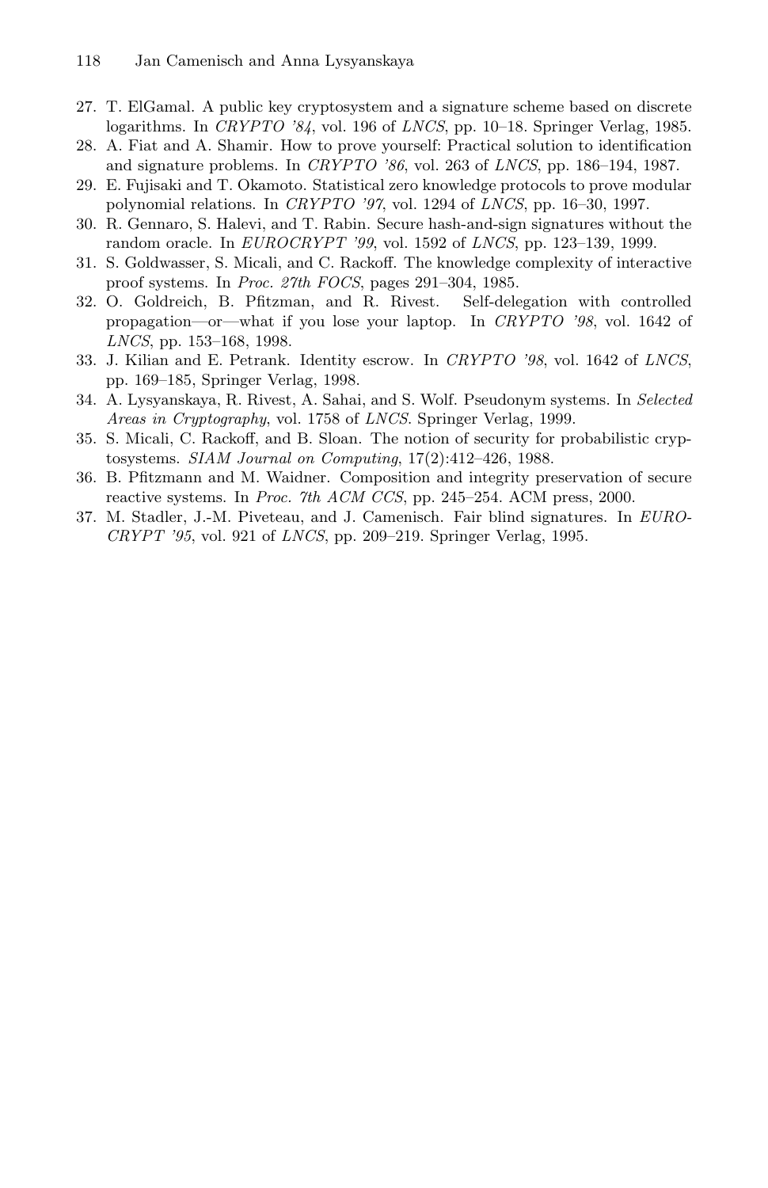27. T. ElGamal. A public key cryptosystem and a signature scheme based on discrete logarithms. In *CRYPTO '84*, vol. 196 of *LNCS*, pp. 10–18. Springer Verlag, 1985.
28. A. Fiat and A. Shamir. How to prove yourself: Practical solution to identification and signature problems. In *CRYPTO '86*, vol. 263 of *LNCS*, pp. 186–194, 1987.
29. E. Fujisaki and T. Okamoto. Statistical zero knowledge protocols to prove modular polynomial relations. In *CRYPTO '97*, vol. 1294 of *LNCS*, pp. 16–30, 1997.
30. R. Gennaro, S. Halevi, and T. Rabin. Secure hash-and-sign signatures without the random oracle. In *EUROCRYPT '99*, vol. 1592 of *LNCS*, pp. 123–139, 1999.
31. S. Goldwasser, S. Micali, and C. Rackoff. The knowledge complexity of interactive proof systems. In *Proc. 27th FOCS*, pages 291–304, 1985.
32. O. Goldreich, B. Pfitzman, and R. Rivest. Self-delegation with controlled propagation—or—what if you lose your laptop. In *CRYPTO '98*, vol. 1642 of *LNCS*, pp. 153–168, 1998.
33. J. Kilian and E. Petrank. Identity escrow. In *CRYPTO '98*, vol. 1642 of *LNCS*, pp. 169–185, Springer Verlag, 1998.
34. A. Lysyanskaya, R. Rivest, A. Sahai, and S. Wolf. Pseudonym systems. In *Selected Areas in Cryptography*, vol. 1758 of *LNCS*. Springer Verlag, 1999.
35. S. Micali, C. Rackoff, and B. Sloan. The notion of security for probabilistic cryptosystems. *SIAM Journal on Computing*, 17(2):412–426, 1988.
36. B. Pfitzmann and M. Waidner. Composition and integrity preservation of secure reactive systems. In *Proc. 7th ACM CCS*, pp. 245–254. ACM press, 2000.
37. M. Stadler, J.-M. Piveteau, and J. Camenisch. Fair blind signatures. In *EUROCRYPT '95*, vol. 921 of *LNCS*, pp. 209–219. Springer Verlag, 1995.